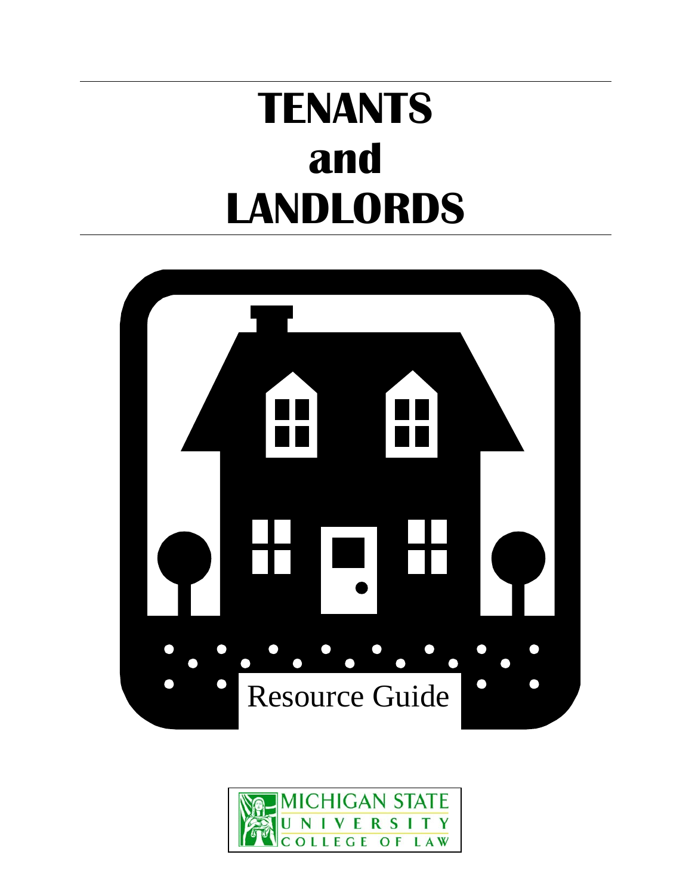# TENANTS and LANDLORDS

Resource Guide

MICHIGAN STATE UNIVERSITY COLLEGE OF LAW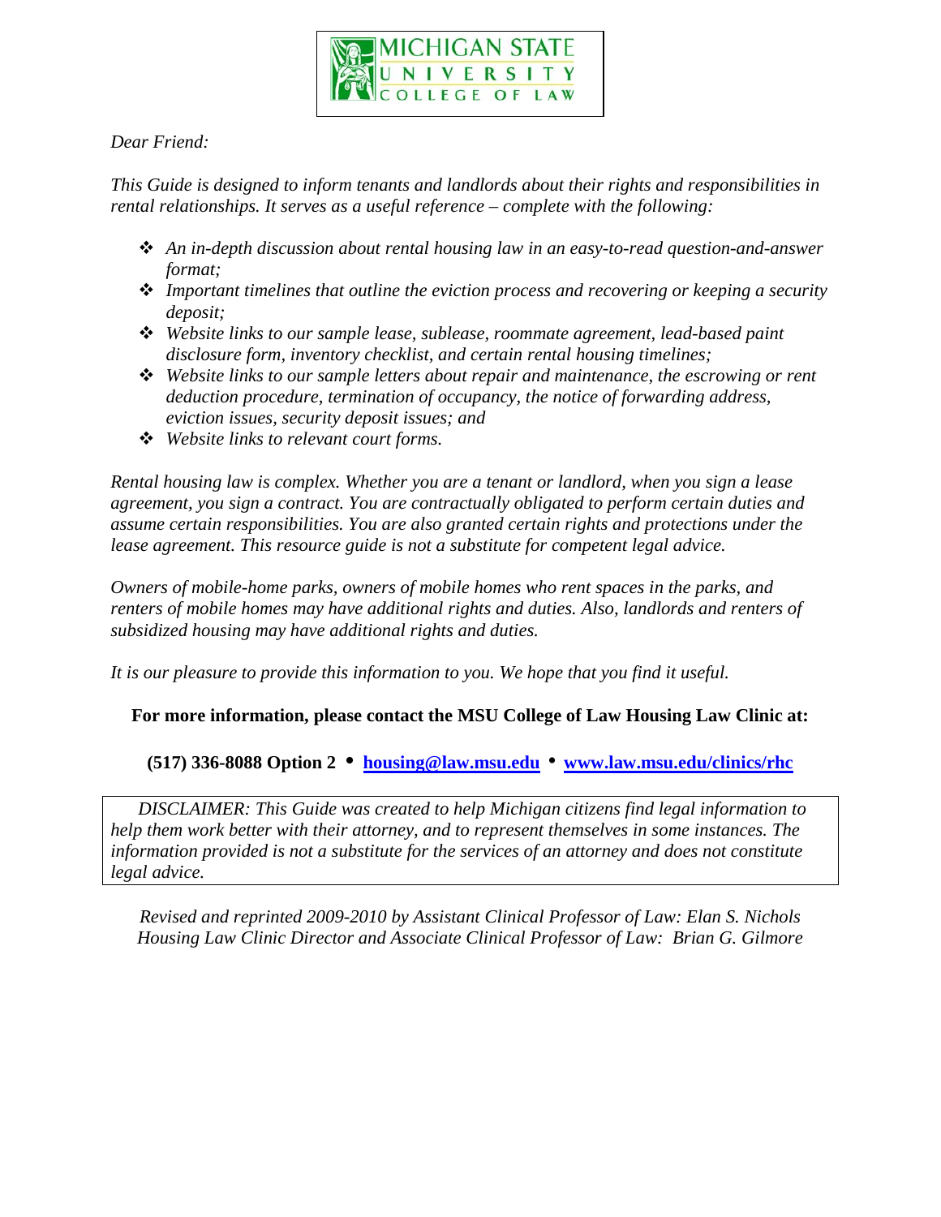MICHIGAN STATE UNIVERSITY COLLEGE OF LAW

*Dear Friend:*

*This Guide is designed to inform tenants and landlords about their rights and responsibilities in rental relationships. It serves as a useful reference – complete with the following:*

- *An in-depth discussion about rental housing law in an easy-to-read question-and-answer format;*
- *Important timelines that outline the eviction process and recovering or keeping a security deposit;*
- *Website links to our sample lease, sublease, roommate agreement, lead-based paint disclosure form, inventory checklist, and certain rental housing timelines;*
- *Website links to our sample letters about repair and maintenance, the escrowing or rent deduction procedure, termination of occupancy, the notice of forwarding address, eviction issues, security deposit issues; and*
- *Website links to relevant court forms.*

*Rental housing law is complex. Whether you are a tenant or landlord, when you sign a lease agreement, you sign a contract. You are contractually obligated to perform certain duties and assume certain responsibilities. You are also granted certain rights and protections under the lease agreement. This resource guide is not a substitute for competent legal advice.*

*Owners of mobile-home parks, owners of mobile homes who rent spaces in the parks, and renters of mobile homes may have additional rights and duties. Also, landlords and renters of subsidized housing may have additional rights and duties.*

*It is our pleasure to provide this information to you. We hope that you find it useful.*

**For more information, please contact the MSU College of Law Housing Law Clinic at:**

**(517) 336-8088 Option 2 • housing@law.msu.edu • www.law.msu.edu/clinics/rhc**

*DISCLAIMER: This Guide was created to help Michigan citizens find legal information to help them work better with their attorney, and to represent themselves in some instances. The information provided is not a substitute for the services of an attorney and does not constitute legal advice.*

*Revised and reprinted 2009-2010 by Assistant Clinical Professor of Law: Elan S. Nichols*
*Housing Law Clinic Director and Associate Clinical Professor of Law: Brian G. Gilmore*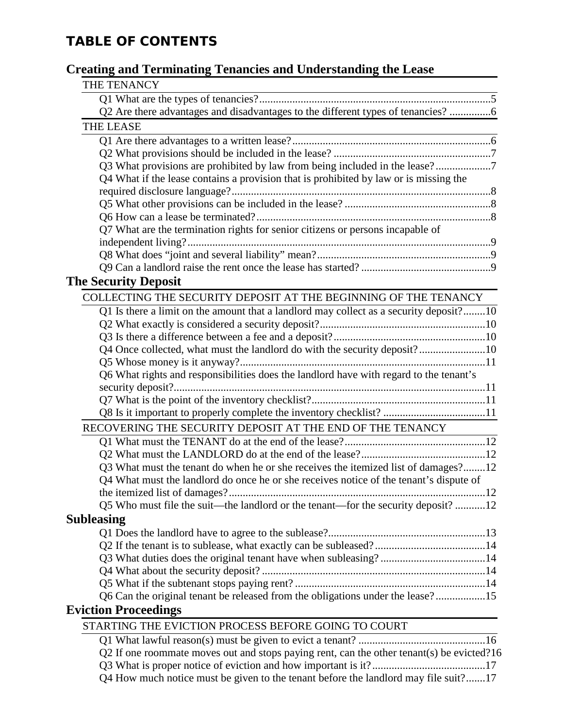# TABLE OF CONTENTS

## Creating and Terminating Tenancies and Understanding the Lease

THE TENANCY

- Q1 What are the types of tenancies?....................................................................................5
- Q2 Are there advantages and disadvantages to the different types of tenancies? ...............6

THE LEASE

- Q1 Are there advantages to a written lease?........................................................................6
- Q2 What provisions should be included in the lease? .........................................................7
- Q3 What provisions are prohibited by law from being included in the lease?....................7
- Q4 What if the lease contains a provision that is prohibited by law or is missing the required disclosure language?..............................................................................................8
- Q5 What other provisions can be included in the lease? .....................................................8
- Q6 How can a lease be terminated?.....................................................................................8
- Q7 What are the termination rights for senior citizens or persons incapable of independent living?...............................................................................................................9
- Q8 What does "joint and several liability" mean?...............................................................9
- Q9 Can a landlord raise the rent once the lease has started? ...............................................9

## The Security Deposit

COLLECTING THE SECURITY DEPOSIT AT THE BEGINNING OF THE TENANCY

- Q1 Is there a limit on the amount that a landlord may collect as a security deposit?........10
- Q2 What exactly is considered a security deposit?............................................................10
- Q3 Is there a difference between a fee and a deposit?.......................................................10
- Q4 Once collected, what must the landlord do with the security deposit?........................10
- Q5 Whose money is it anyway?.........................................................................................11
- Q6 What rights and responsibilities does the landlord have with regard to the tenant's security deposit?.................................................................................................................11
- Q7 What is the point of the inventory checklist?...............................................................11
- Q8 Is it important to properly complete the inventory checklist? .....................................11

RECOVERING THE SECURITY DEPOSIT AT THE END OF THE TENANCY

- Q1 What must the TENANT do at the end of the lease?...................................................12
- Q2 What must the LANDLORD do at the end of the lease?.............................................12
- Q3 What must the tenant do when he or she receives the itemized list of damages?........12
- Q4 What must the landlord do once he or she receives notice of the tenant's dispute of the itemized list of damages?.............................................................................................12
- Q5 Who must file the suit—the landlord or the tenant—for the security deposit? ...........12

## Subleasing

- Q1 Does the landlord have to agree to the sublease?.........................................................13
- Q2 If the tenant is to sublease, what exactly can be subleased?........................................14
- Q3 What duties does the original tenant have when subleasing? ......................................14
- Q4 What about the security deposit? .................................................................................14
- Q5 What if the subtenant stops paying rent? .....................................................................14
- Q6 Can the original tenant be released from the obligations under the lease?..................15

## Eviction Proceedings

STARTING THE EVICTION PROCESS BEFORE GOING TO COURT

- Q1 What lawful reason(s) must be given to evict a tenant? .............................................16
- Q2 If one roommate moves out and stops paying rent, can the other tenant(s) be evicted?16
- Q3 What is proper notice of eviction and how important is it?.........................................17
- Q4 How much notice must be given to the tenant before the landlord may file suit?.......17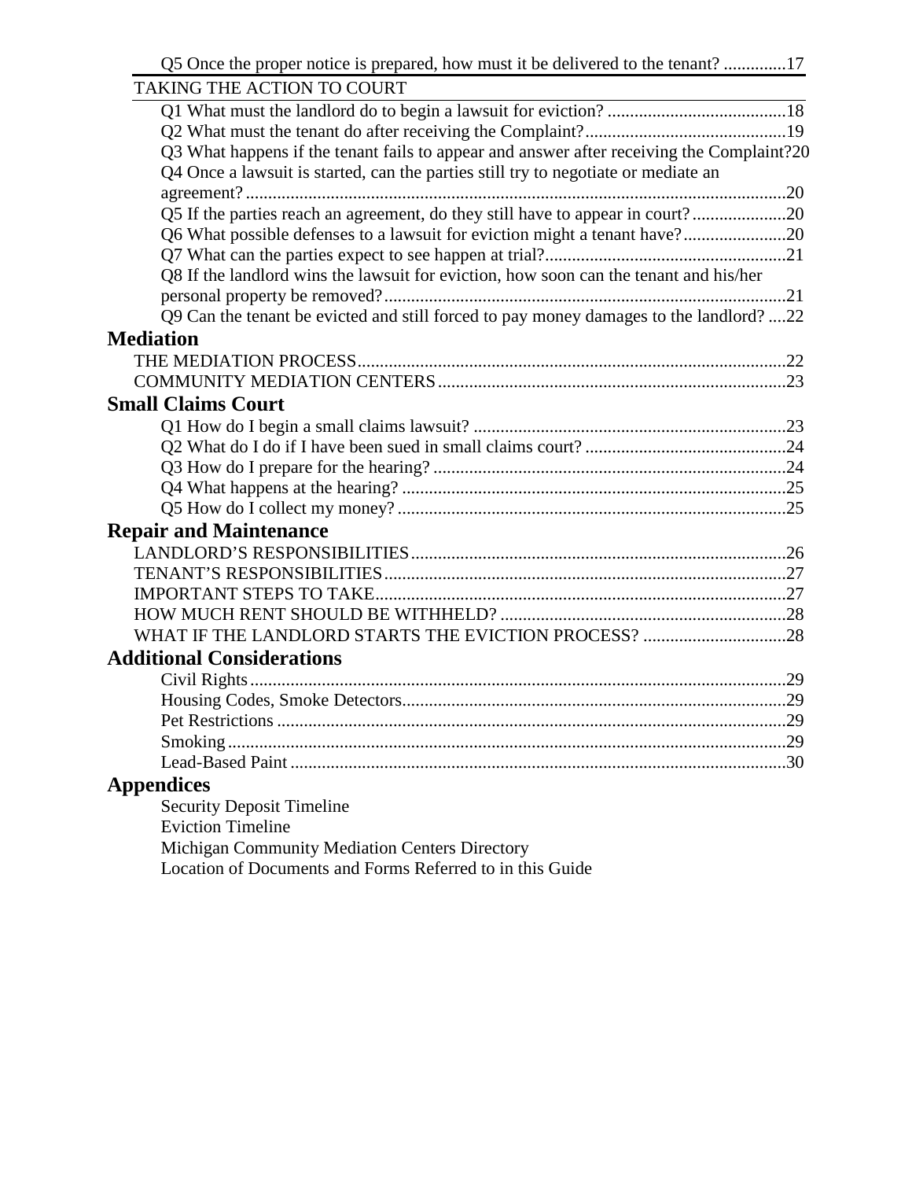Q5 Once the proper notice is prepared, how must it be delivered to the tenant? ..............17

TAKING THE ACTION TO COURT

Q1 What must the landlord do to begin a lawsuit for eviction? ........................................18
Q2 What must the tenant do after receiving the Complaint?.............................................19
Q3 What happens if the tenant fails to appear and answer after receiving the Complaint?20
Q4 Once a lawsuit is started, can the parties still try to negotiate or mediate an agreement?.........................................................................................................................20
Q5 If the parties reach an agreement, do they still have to appear in court?.....................20
Q6 What possible defenses to a lawsuit for eviction might a tenant have?.......................20
Q7 What can the parties expect to see happen at trial?......................................................21
Q8 If the landlord wins the lawsuit for eviction, how soon can the tenant and his/her personal property be removed?...........................................................................................21
Q9 Can the tenant be evicted and still forced to pay money damages to the landlord? ....22

## Mediation

THE MEDIATION PROCESS...............................................................................................22
COMMUNITY MEDIATION CENTERS.............................................................................23

## Small Claims Court

Q1 How do I begin a small claims lawsuit? ......................................................................23
Q2 What do I do if I have been sued in small claims court? .............................................24
Q3 How do I prepare for the hearing? ...............................................................................24
Q4 What happens at the hearing? ......................................................................................25
Q5 How do I collect my money? .......................................................................................25

## Repair and Maintenance

LANDLORD'S RESPONSIBILITIES...................................................................................26
TENANT'S RESPONSIBILITIES.........................................................................................27
IMPORTANT STEPS TO TAKE...........................................................................................27
HOW MUCH RENT SHOULD BE WITHHELD? ...............................................................28
WHAT IF THE LANDLORD STARTS THE EVICTION PROCESS? ................................28

## Additional Considerations

Civil Rights.........................................................................................................................29
Housing Codes, Smoke Detectors.......................................................................................29
Pet Restrictions ...................................................................................................................29
Smoking..............................................................................................................................29
Lead-Based Paint ................................................................................................................30

## Appendices

Security Deposit Timeline
Eviction Timeline
Michigan Community Mediation Centers Directory
Location of Documents and Forms Referred to in this Guide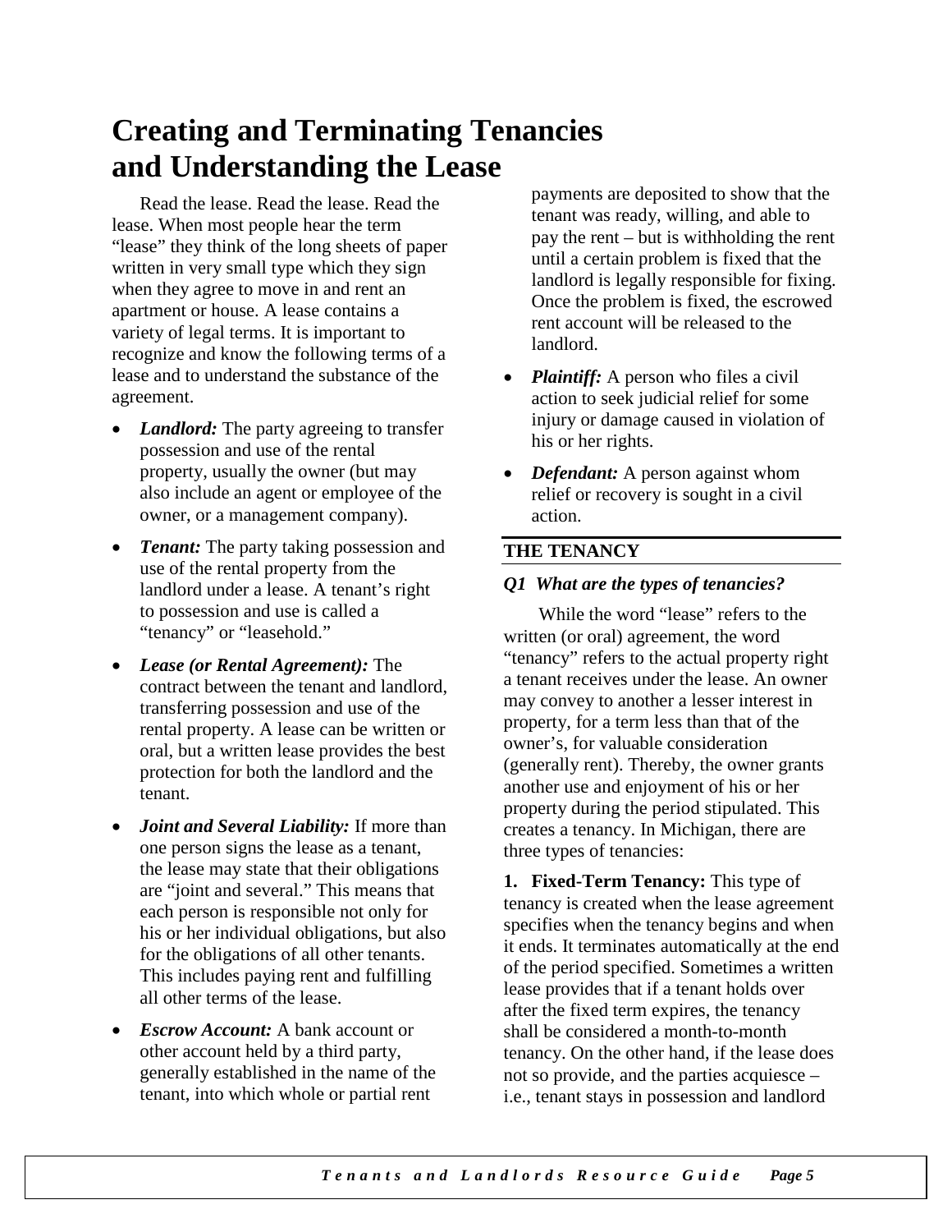# Creating and Terminating Tenancies and Understanding the Lease

Read the lease. Read the lease. Read the lease. When most people hear the term "lease" they think of the long sheets of paper written in very small type which they sign when they agree to move in and rent an apartment or house. A lease contains a variety of legal terms. It is important to recognize and know the following terms of a lease and to understand the substance of the agreement.

- ***Landlord:*** The party agreeing to transfer possession and use of the rental property, usually the owner (but may also include an agent or employee of the owner, or a management company).
- ***Tenant:*** The party taking possession and use of the rental property from the landlord under a lease. A tenant's right to possession and use is called a "tenancy" or "leasehold."
- ***Lease (or Rental Agreement):*** The contract between the tenant and landlord, transferring possession and use of the rental property. A lease can be written or oral, but a written lease provides the best protection for both the landlord and the tenant.
- ***Joint and Several Liability:*** If more than one person signs the lease as a tenant, the lease may state that their obligations are "joint and several." This means that each person is responsible not only for his or her individual obligations, but also for the obligations of all other tenants. This includes paying rent and fulfilling all other terms of the lease.
- ***Escrow Account:*** A bank account or other account held by a third party, generally established in the name of the tenant, into which whole or partial rent payments are deposited to show that the tenant was ready, willing, and able to pay the rent – but is withholding the rent until a certain problem is fixed that the landlord is legally responsible for fixing. Once the problem is fixed, the escrowed rent account will be released to the landlord.
- ***Plaintiff:*** A person who files a civil action to seek judicial relief for some injury or damage caused in violation of his or her rights.
- ***Defendant:*** A person against whom relief or recovery is sought in a civil action.

## THE TENANCY

### *Q1 What are the types of tenancies?*

While the word "lease" refers to the written (or oral) agreement, the word "tenancy" refers to the actual property right a tenant receives under the lease. An owner may convey to another a lesser interest in property, for a term less than that of the owner's, for valuable consideration (generally rent). Thereby, the owner grants another use and enjoyment of his or her property during the period stipulated. This creates a tenancy. In Michigan, there are three types of tenancies:

**1. Fixed-Term Tenancy:** This type of tenancy is created when the lease agreement specifies when the tenancy begins and when it ends. It terminates automatically at the end of the period specified. Sometimes a written lease provides that if a tenant holds over after the fixed term expires, the tenancy shall be considered a month-to-month tenancy. On the other hand, if the lease does not so provide, and the parties acquiesce – i.e., tenant stays in possession and landlord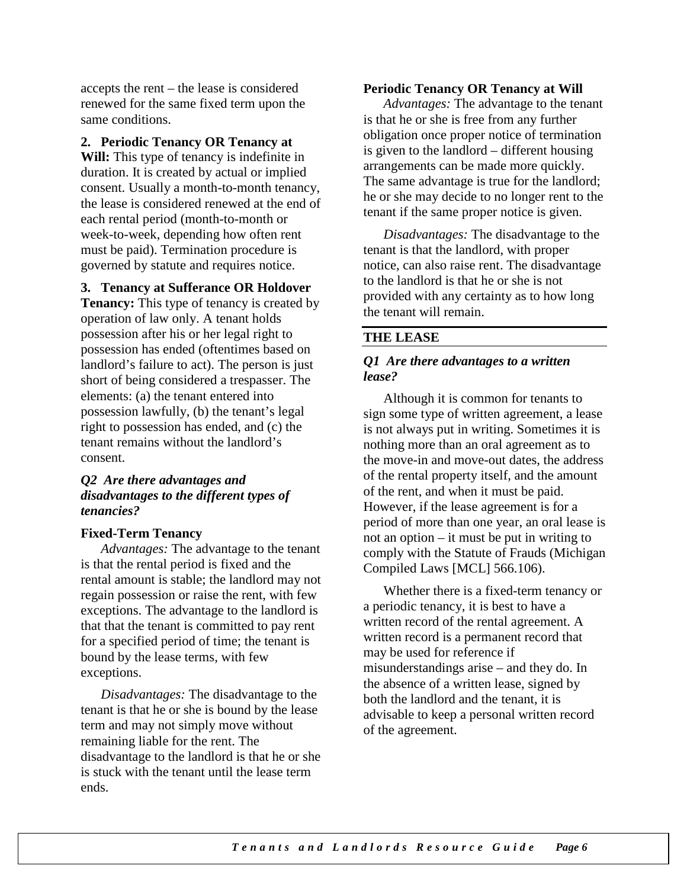accepts the rent – the lease is considered renewed for the same fixed term upon the same conditions.

**2. Periodic Tenancy OR Tenancy at Will:** This type of tenancy is indefinite in duration. It is created by actual or implied consent. Usually a month-to-month tenancy, the lease is considered renewed at the end of each rental period (month-to-month or week-to-week, depending how often rent must be paid). Termination procedure is governed by statute and requires notice.

**3. Tenancy at Sufferance OR Holdover Tenancy:** This type of tenancy is created by operation of law only. A tenant holds possession after his or her legal right to possession has ended (oftentimes based on landlord's failure to act). The person is just short of being considered a trespasser. The elements: (a) the tenant entered into possession lawfully, (b) the tenant's legal right to possession has ended, and (c) the tenant remains without the landlord's consent.

### *Q2 Are there advantages and disadvantages to the different types of tenancies?*

**Fixed-Term Tenancy**

*Advantages:* The advantage to the tenant is that the rental period is fixed and the rental amount is stable; the landlord may not regain possession or raise the rent, with few exceptions. The advantage to the landlord is that that the tenant is committed to pay rent for a specified period of time; the tenant is bound by the lease terms, with few exceptions.

*Disadvantages:* The disadvantage to the tenant is that he or she is bound by the lease term and may not simply move without remaining liable for the rent. The disadvantage to the landlord is that he or she is stuck with the tenant until the lease term ends.

**Periodic Tenancy OR Tenancy at Will**

*Advantages:* The advantage to the tenant is that he or she is free from any further obligation once proper notice of termination is given to the landlord – different housing arrangements can be made more quickly. The same advantage is true for the landlord; he or she may decide to no longer rent to the tenant if the same proper notice is given.

*Disadvantages:* The disadvantage to the tenant is that the landlord, with proper notice, can also raise rent. The disadvantage to the landlord is that he or she is not provided with any certainty as to how long the tenant will remain.

## THE LEASE

### *Q1 Are there advantages to a written lease?*

Although it is common for tenants to sign some type of written agreement, a lease is not always put in writing. Sometimes it is nothing more than an oral agreement as to the move-in and move-out dates, the address of the rental property itself, and the amount of the rent, and when it must be paid. However, if the lease agreement is for a period of more than one year, an oral lease is not an option – it must be put in writing to comply with the Statute of Frauds (Michigan Compiled Laws [MCL] 566.106).

Whether there is a fixed-term tenancy or a periodic tenancy, it is best to have a written record of the rental agreement. A written record is a permanent record that may be used for reference if misunderstandings arise – and they do. In the absence of a written lease, signed by both the landlord and the tenant, it is advisable to keep a personal written record of the agreement.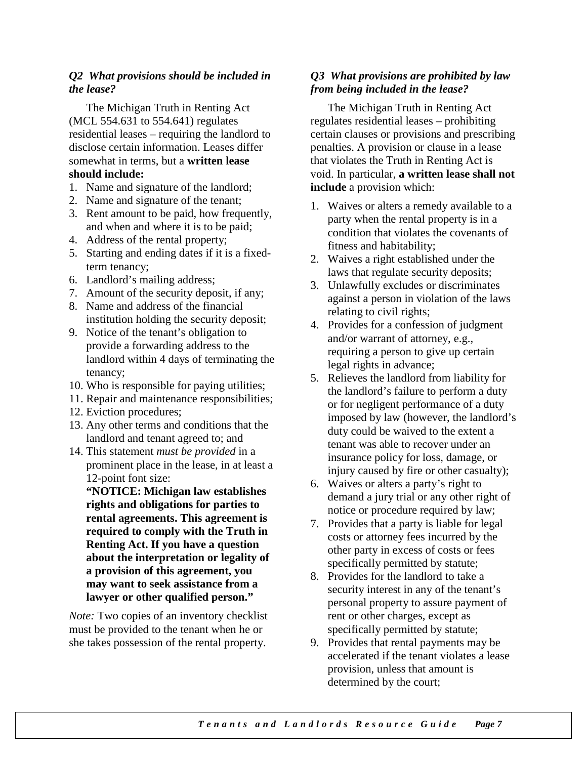### *Q2 What provisions should be included in the lease?*

The Michigan Truth in Renting Act (MCL 554.631 to 554.641) regulates residential leases – requiring the landlord to disclose certain information. Leases differ somewhat in terms, but a **written lease should include:**

1. Name and signature of the landlord;
2. Name and signature of the tenant;
3. Rent amount to be paid, how frequently, and when and where it is to be paid;
4. Address of the rental property;
5. Starting and ending dates if it is a fixed-term tenancy;
6. Landlord's mailing address;
7. Amount of the security deposit, if any;
8. Name and address of the financial institution holding the security deposit;
9. Notice of the tenant's obligation to provide a forwarding address to the landlord within 4 days of terminating the tenancy;
10. Who is responsible for paying utilities;
11. Repair and maintenance responsibilities;
12. Eviction procedures;
13. Any other terms and conditions that the landlord and tenant agreed to; and
14. This statement *must be provided* in a prominent place in the lease, in at least a 12-point font size:
    **"NOTICE: Michigan law establishes rights and obligations for parties to rental agreements. This agreement is required to comply with the Truth in Renting Act. If you have a question about the interpretation or legality of a provision of this agreement, you may want to seek assistance from a lawyer or other qualified person."**

*Note:* Two copies of an inventory checklist must be provided to the tenant when he or she takes possession of the rental property.

### *Q3 What provisions are prohibited by law from being included in the lease?*

The Michigan Truth in Renting Act regulates residential leases – prohibiting certain clauses or provisions and prescribing penalties. A provision or clause in a lease that violates the Truth in Renting Act is void. In particular, **a written lease shall not include** a provision which:

1. Waives or alters a remedy available to a party when the rental property is in a condition that violates the covenants of fitness and habitability;
2. Waives a right established under the laws that regulate security deposits;
3. Unlawfully excludes or discriminates against a person in violation of the laws relating to civil rights;
4. Provides for a confession of judgment and/or warrant of attorney, e.g., requiring a person to give up certain legal rights in advance;
5. Relieves the landlord from liability for the landlord's failure to perform a duty or for negligent performance of a duty imposed by law (however, the landlord's duty could be waived to the extent a tenant was able to recover under an insurance policy for loss, damage, or injury caused by fire or other casualty);
6. Waives or alters a party's right to demand a jury trial or any other right of notice or procedure required by law;
7. Provides that a party is liable for legal costs or attorney fees incurred by the other party in excess of costs or fees specifically permitted by statute;
8. Provides for the landlord to take a security interest in any of the tenant's personal property to assure payment of rent or other charges, except as specifically permitted by statute;
9. Provides that rental payments may be accelerated if the tenant violates a lease provision, unless that amount is determined by the court;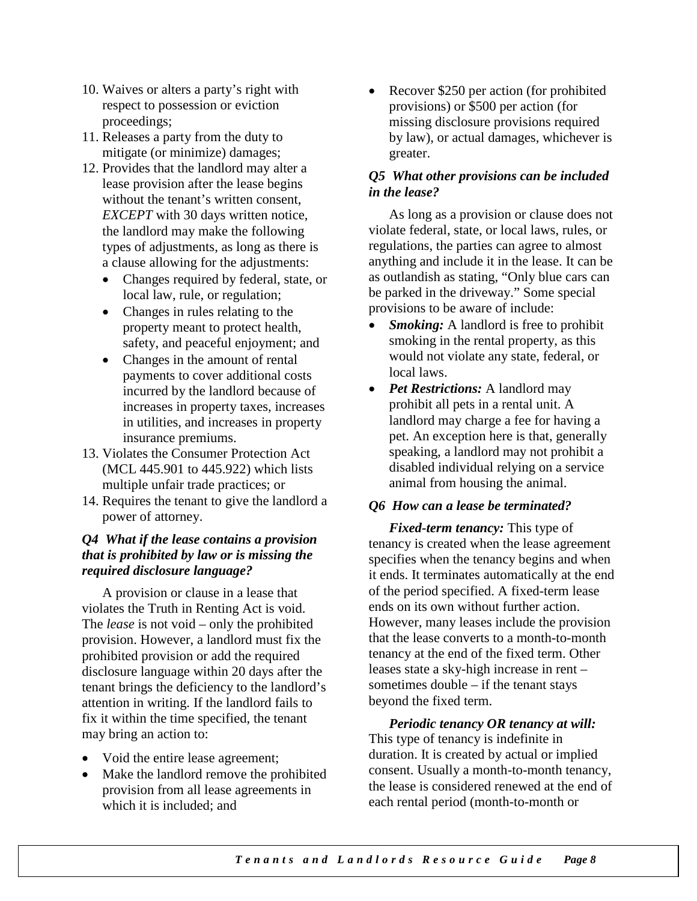10. Waives or alters a party's right with respect to possession or eviction proceedings;
11. Releases a party from the duty to mitigate (or minimize) damages;
12. Provides that the landlord may alter a lease provision after the lease begins without the tenant's written consent, *EXCEPT* with 30 days written notice, the landlord may make the following types of adjustments, as long as there is a clause allowing for the adjustments:
    - Changes required by federal, state, or local law, rule, or regulation;
    - Changes in rules relating to the property meant to protect health, safety, and peaceful enjoyment; and
    - Changes in the amount of rental payments to cover additional costs incurred by the landlord because of increases in property taxes, increases in utilities, and increases in property insurance premiums.
13. Violates the Consumer Protection Act (MCL 445.901 to 445.922) which lists multiple unfair trade practices; or
14. Requires the tenant to give the landlord a power of attorney.

### *Q4 What if the lease contains a provision that is prohibited by law or is missing the required disclosure language?*

A provision or clause in a lease that violates the Truth in Renting Act is void. The *lease* is not void – only the prohibited provision. However, a landlord must fix the prohibited provision or add the required disclosure language within 20 days after the tenant brings the deficiency to the landlord's attention in writing. If the landlord fails to fix it within the time specified, the tenant may bring an action to:

- Void the entire lease agreement;
- Make the landlord remove the prohibited provision from all lease agreements in which it is included; and
- Recover $250 per action (for prohibited provisions) or $500 per action (for missing disclosure provisions required by law), or actual damages, whichever is greater.

### *Q5 What other provisions can be included in the lease?*

As long as a provision or clause does not violate federal, state, or local laws, rules, or regulations, the parties can agree to almost anything and include it in the lease. It can be as outlandish as stating, "Only blue cars can be parked in the driveway." Some special provisions to be aware of include:

- ***Smoking:*** A landlord is free to prohibit smoking in the rental property, as this would not violate any state, federal, or local laws.
- ***Pet Restrictions:*** A landlord may prohibit all pets in a rental unit. A landlord may charge a fee for having a pet. An exception here is that, generally speaking, a landlord may not prohibit a disabled individual relying on a service animal from housing the animal.

### *Q6 How can a lease be terminated?*

***Fixed-term tenancy:*** This type of tenancy is created when the lease agreement specifies when the tenancy begins and when it ends. It terminates automatically at the end of the period specified. A fixed-term lease ends on its own without further action. However, many leases include the provision that the lease converts to a month-to-month tenancy at the end of the fixed term. Other leases state a sky-high increase in rent – sometimes double – if the tenant stays beyond the fixed term.

***Periodic tenancy OR tenancy at will:*** This type of tenancy is indefinite in duration. It is created by actual or implied consent. Usually a month-to-month tenancy, the lease is considered renewed at the end of each rental period (month-to-month or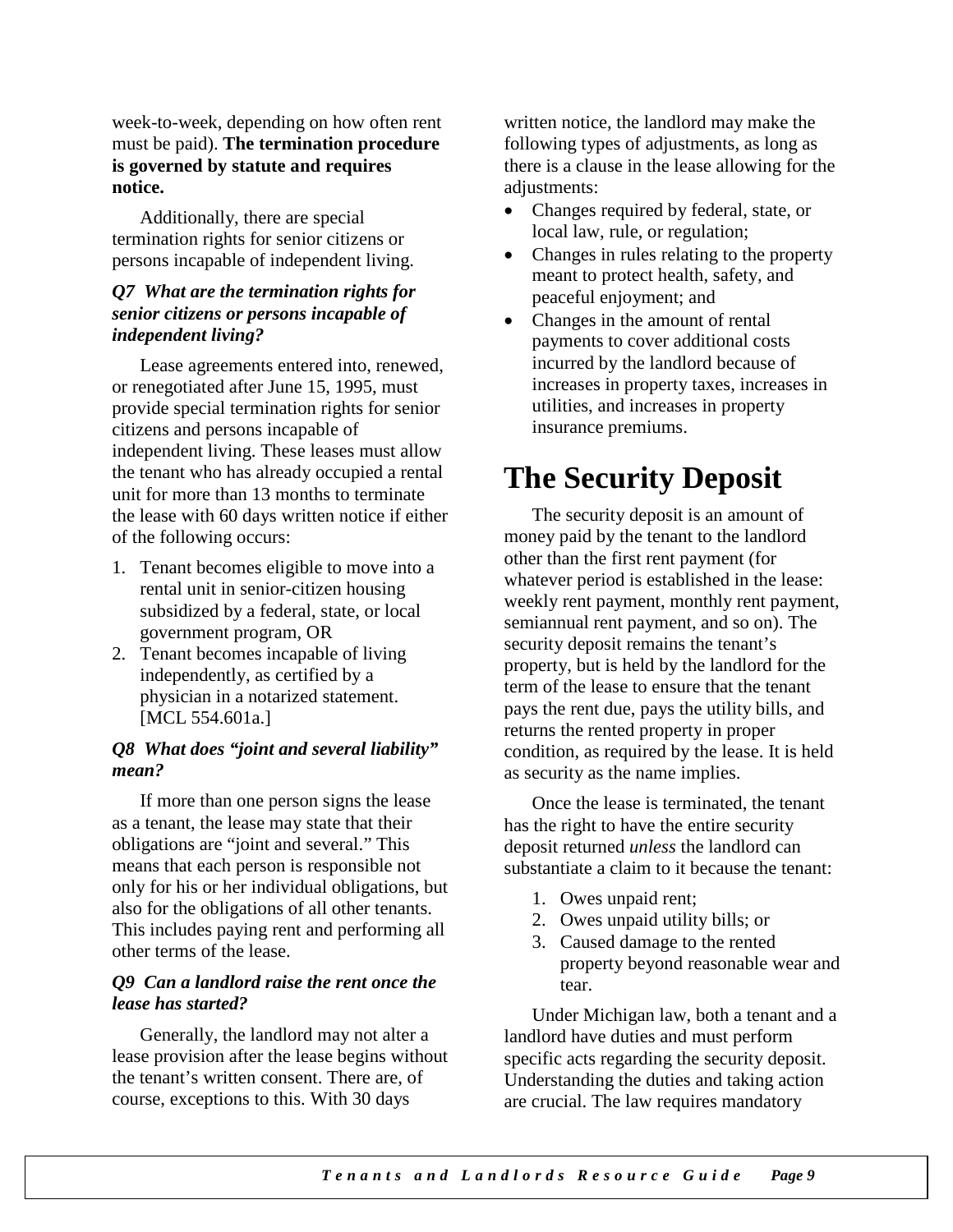week-to-week, depending on how often rent must be paid). **The termination procedure is governed by statute and requires notice.**

Additionally, there are special termination rights for senior citizens or persons incapable of independent living.

### *Q7 What are the termination rights for senior citizens or persons incapable of independent living?*

Lease agreements entered into, renewed, or renegotiated after June 15, 1995, must provide special termination rights for senior citizens and persons incapable of independent living. These leases must allow the tenant who has already occupied a rental unit for more than 13 months to terminate the lease with 60 days written notice if either of the following occurs:

1. Tenant becomes eligible to move into a rental unit in senior-citizen housing subsidized by a federal, state, or local government program, OR
2. Tenant becomes incapable of living independently, as certified by a physician in a notarized statement. [MCL 554.601a.]

### *Q8 What does "joint and several liability" mean?*

If more than one person signs the lease as a tenant, the lease may state that their obligations are "joint and several." This means that each person is responsible not only for his or her individual obligations, but also for the obligations of all other tenants. This includes paying rent and performing all other terms of the lease.

### *Q9 Can a landlord raise the rent once the lease has started?*

Generally, the landlord may not alter a lease provision after the lease begins without the tenant's written consent. There are, of course, exceptions to this. With 30 days written notice, the landlord may make the following types of adjustments, as long as there is a clause in the lease allowing for the adjustments:

- Changes required by federal, state, or local law, rule, or regulation;
- Changes in rules relating to the property meant to protect health, safety, and peaceful enjoyment; and
- Changes in the amount of rental payments to cover additional costs incurred by the landlord because of increases in property taxes, increases in utilities, and increases in property insurance premiums.

# The Security Deposit

The security deposit is an amount of money paid by the tenant to the landlord other than the first rent payment (for whatever period is established in the lease: weekly rent payment, monthly rent payment, semiannual rent payment, and so on). The security deposit remains the tenant's property, but is held by the landlord for the term of the lease to ensure that the tenant pays the rent due, pays the utility bills, and returns the rented property in proper condition, as required by the lease. It is held as security as the name implies.

Once the lease is terminated, the tenant has the right to have the entire security deposit returned *unless* the landlord can substantiate a claim to it because the tenant:

1. Owes unpaid rent;
2. Owes unpaid utility bills; or
3. Caused damage to the rented property beyond reasonable wear and tear.

Under Michigan law, both a tenant and a landlord have duties and must perform specific acts regarding the security deposit. Understanding the duties and taking action are crucial. The law requires mandatory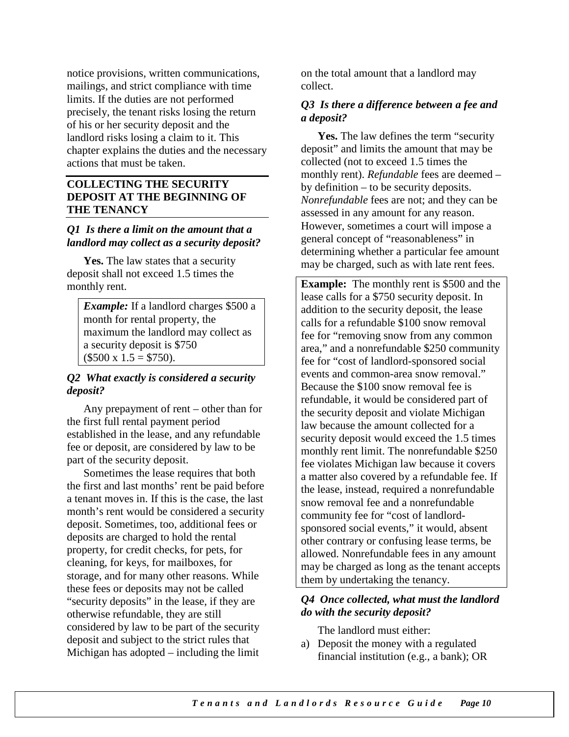notice provisions, written communications, mailings, and strict compliance with time limits. If the duties are not performed precisely, the tenant risks losing the return of his or her security deposit and the landlord risks losing a claim to it. This chapter explains the duties and the necessary actions that must be taken.

## COLLECTING THE SECURITY DEPOSIT AT THE BEGINNING OF THE TENANCY

### *Q1 Is there a limit on the amount that a landlord may collect as a security deposit?*

**Yes.** The law states that a security deposit shall not exceed 1.5 times the monthly rent.

> ***Example:*** If a landlord charges $500 a month for rental property, the maximum the landlord may collect as a security deposit is $750 ($500 x 1.5 = $750).

### *Q2 What exactly is considered a security deposit?*

Any prepayment of rent – other than for the first full rental payment period established in the lease, and any refundable fee or deposit, are considered by law to be part of the security deposit.

Sometimes the lease requires that both the first and last months' rent be paid before a tenant moves in. If this is the case, the last month's rent would be considered a security deposit. Sometimes, too, additional fees or deposits are charged to hold the rental property, for credit checks, for pets, for cleaning, for keys, for mailboxes, for storage, and for many other reasons. While these fees or deposits may not be called "security deposits" in the lease, if they are otherwise refundable, they are still considered by law to be part of the security deposit and subject to the strict rules that Michigan has adopted – including the limit on the total amount that a landlord may collect.

### *Q3 Is there a difference between a fee and a deposit?*

**Yes.** The law defines the term "security deposit" and limits the amount that may be collected (not to exceed 1.5 times the monthly rent). *Refundable* fees are deemed – by definition – to be security deposits. *Nonrefundable* fees are not; and they can be assessed in any amount for any reason. However, sometimes a court will impose a general concept of "reasonableness" in determining whether a particular fee amount may be charged, such as with late rent fees.

> **Example:** The monthly rent is $500 and the lease calls for a $750 security deposit. In addition to the security deposit, the lease calls for a refundable $100 snow removal fee for "removing snow from any common area," and a nonrefundable $250 community fee for "cost of landlord-sponsored social events and common-area snow removal." Because the $100 snow removal fee is refundable, it would be considered part of the security deposit and violate Michigan law because the amount collected for a security deposit would exceed the 1.5 times monthly rent limit. The nonrefundable $250 fee violates Michigan law because it covers a matter also covered by a refundable fee. If the lease, instead, required a nonrefundable snow removal fee and a nonrefundable community fee for "cost of landlord-sponsored social events," it would, absent other contrary or confusing lease terms, be allowed. Nonrefundable fees in any amount may be charged as long as the tenant accepts them by undertaking the tenancy.

### *Q4 Once collected, what must the landlord do with the security deposit?*

The landlord must either:

a) Deposit the money with a regulated financial institution (e.g., a bank); OR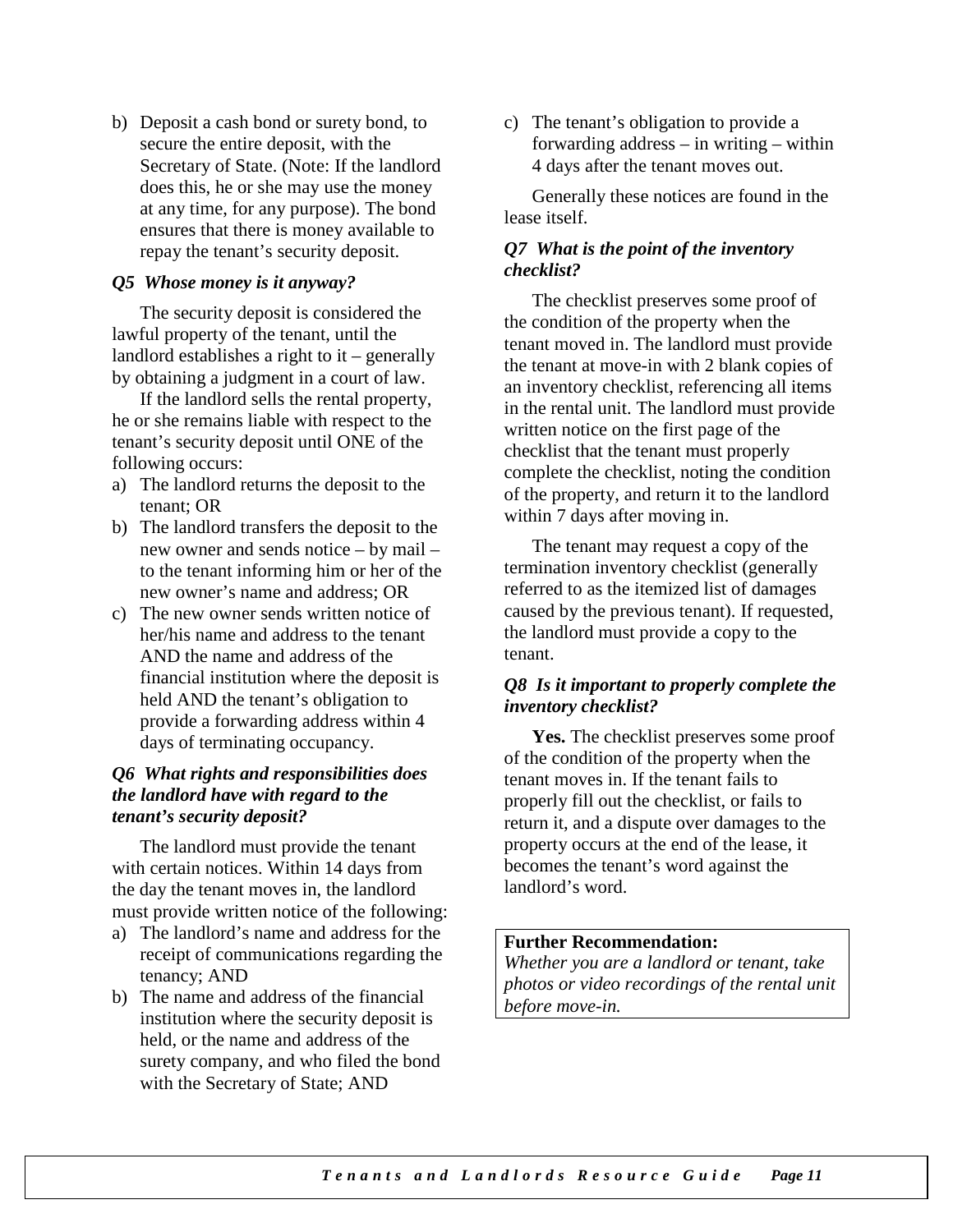b) Deposit a cash bond or surety bond, to secure the entire deposit, with the Secretary of State. (Note: If the landlord does this, he or she may use the money at any time, for any purpose). The bond ensures that there is money available to repay the tenant's security deposit.

### *Q5 Whose money is it anyway?*

The security deposit is considered the lawful property of the tenant, until the landlord establishes a right to it – generally by obtaining a judgment in a court of law.

If the landlord sells the rental property, he or she remains liable with respect to the tenant's security deposit until ONE of the following occurs:

a) The landlord returns the deposit to the tenant; OR
b) The landlord transfers the deposit to the new owner and sends notice – by mail – to the tenant informing him or her of the new owner's name and address; OR
c) The new owner sends written notice of her/his name and address to the tenant AND the name and address of the financial institution where the deposit is held AND the tenant's obligation to provide a forwarding address within 4 days of terminating occupancy.

### *Q6 What rights and responsibilities does the landlord have with regard to the tenant's security deposit?*

The landlord must provide the tenant with certain notices. Within 14 days from the day the tenant moves in, the landlord must provide written notice of the following:

a) The landlord's name and address for the receipt of communications regarding the tenancy; AND
b) The name and address of the financial institution where the security deposit is held, or the name and address of the surety company, and who filed the bond with the Secretary of State; AND
c) The tenant's obligation to provide a forwarding address – in writing – within 4 days after the tenant moves out.

Generally these notices are found in the lease itself.

### *Q7 What is the point of the inventory checklist?*

The checklist preserves some proof of the condition of the property when the tenant moved in. The landlord must provide the tenant at move-in with 2 blank copies of an inventory checklist, referencing all items in the rental unit. The landlord must provide written notice on the first page of the checklist that the tenant must properly complete the checklist, noting the condition of the property, and return it to the landlord within 7 days after moving in.

The tenant may request a copy of the termination inventory checklist (generally referred to as the itemized list of damages caused by the previous tenant). If requested, the landlord must provide a copy to the tenant.

### *Q8 Is it important to properly complete the inventory checklist?*

**Yes.** The checklist preserves some proof of the condition of the property when the tenant moves in. If the tenant fails to properly fill out the checklist, or fails to return it, and a dispute over damages to the property occurs at the end of the lease, it becomes the tenant's word against the landlord's word.

**Further Recommendation:**
*Whether you are a landlord or tenant, take photos or video recordings of the rental unit before move-in.*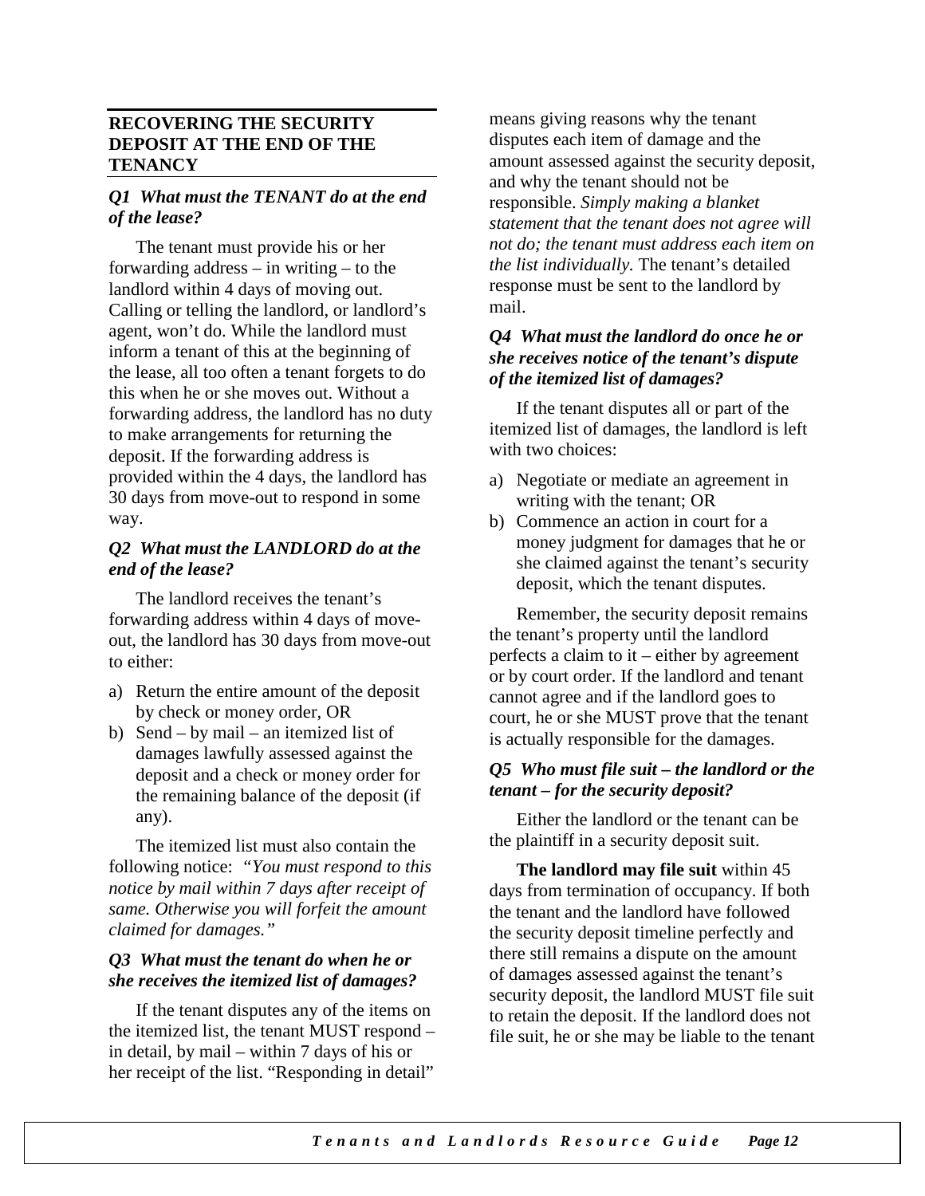## RECOVERING THE SECURITY DEPOSIT AT THE END OF THE TENANCY

### *Q1 What must the TENANT do at the end of the lease?*

The tenant must provide his or her forwarding address – in writing – to the landlord within 4 days of moving out. Calling or telling the landlord, or landlord's agent, won't do. While the landlord must inform a tenant of this at the beginning of the lease, all too often a tenant forgets to do this when he or she moves out. Without a forwarding address, the landlord has no duty to make arrangements for returning the deposit. If the forwarding address is provided within the 4 days, the landlord has 30 days from move-out to respond in some way.

### *Q2 What must the LANDLORD do at the end of the lease?*

The landlord receives the tenant's forwarding address within 4 days of move-out, the landlord has 30 days from move-out to either:

a) Return the entire amount of the deposit by check or money order, OR
b) Send – by mail – an itemized list of damages lawfully assessed against the deposit and a check or money order for the remaining balance of the deposit (if any).

The itemized list must also contain the following notice: *"You must respond to this notice by mail within 7 days after receipt of same. Otherwise you will forfeit the amount claimed for damages."*

### *Q3 What must the tenant do when he or she receives the itemized list of damages?*

If the tenant disputes any of the items on the itemized list, the tenant MUST respond – in detail, by mail – within 7 days of his or her receipt of the list. "Responding in detail" means giving reasons why the tenant disputes each item of damage and the amount assessed against the security deposit, and why the tenant should not be responsible. *Simply making a blanket statement that the tenant does not agree will not do; the tenant must address each item on the list individually.* The tenant's detailed response must be sent to the landlord by mail.

### *Q4 What must the landlord do once he or she receives notice of the tenant's dispute of the itemized list of damages?*

If the tenant disputes all or part of the itemized list of damages, the landlord is left with two choices:

a) Negotiate or mediate an agreement in writing with the tenant; OR
b) Commence an action in court for a money judgment for damages that he or she claimed against the tenant's security deposit, which the tenant disputes.

Remember, the security deposit remains the tenant's property until the landlord perfects a claim to it – either by agreement or by court order. If the landlord and tenant cannot agree and if the landlord goes to court, he or she MUST prove that the tenant is actually responsible for the damages.

### *Q5 Who must file suit – the landlord or the tenant – for the security deposit?*

Either the landlord or the tenant can be the plaintiff in a security deposit suit.

**The landlord may file suit** within 45 days from termination of occupancy. If both the tenant and the landlord have followed the security deposit timeline perfectly and there still remains a dispute on the amount of damages assessed against the tenant's security deposit, the landlord MUST file suit to retain the deposit. If the landlord does not file suit, he or she may be liable to the tenant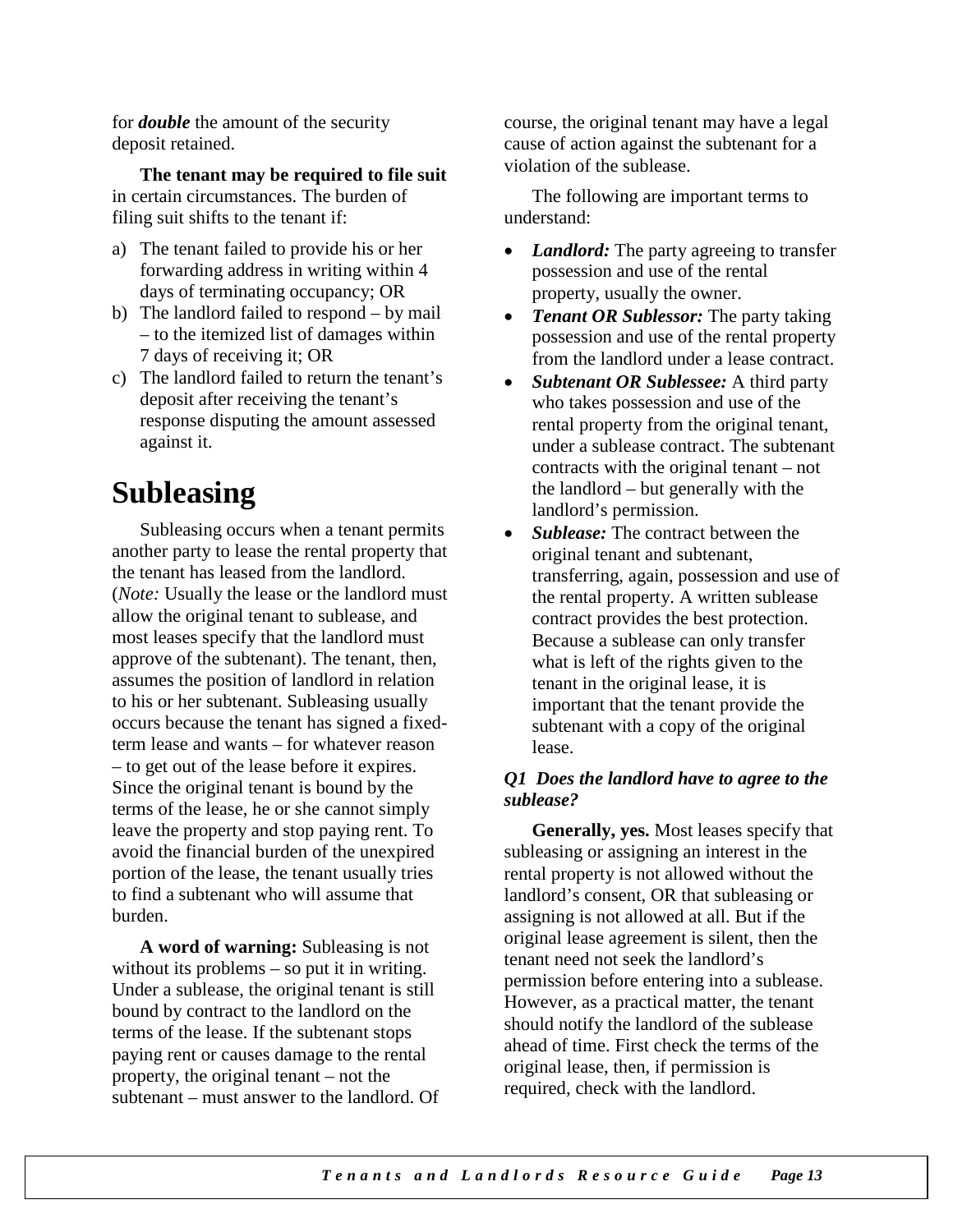for ***double*** the amount of the security deposit retained.

**The tenant may be required to file suit** in certain circumstances. The burden of filing suit shifts to the tenant if:

a) The tenant failed to provide his or her forwarding address in writing within 4 days of terminating occupancy; OR
b) The landlord failed to respond – by mail – to the itemized list of damages within 7 days of receiving it; OR
c) The landlord failed to return the tenant's deposit after receiving the tenant's response disputing the amount assessed against it.

# Subleasing

Subleasing occurs when a tenant permits another party to lease the rental property that the tenant has leased from the landlord. (*Note:* Usually the lease or the landlord must allow the original tenant to sublease, and most leases specify that the landlord must approve of the subtenant). The tenant, then, assumes the position of landlord in relation to his or her subtenant. Subleasing usually occurs because the tenant has signed a fixed-term lease and wants – for whatever reason – to get out of the lease before it expires. Since the original tenant is bound by the terms of the lease, he or she cannot simply leave the property and stop paying rent. To avoid the financial burden of the unexpired portion of the lease, the tenant usually tries to find a subtenant who will assume that burden.

**A word of warning:** Subleasing is not without its problems – so put it in writing. Under a sublease, the original tenant is still bound by contract to the landlord on the terms of the lease. If the subtenant stops paying rent or causes damage to the rental property, the original tenant – not the subtenant – must answer to the landlord. Of course, the original tenant may have a legal cause of action against the subtenant for a violation of the sublease.

The following are important terms to understand:

- ***Landlord:*** The party agreeing to transfer possession and use of the rental property, usually the owner.
- ***Tenant OR Sublessor:*** The party taking possession and use of the rental property from the landlord under a lease contract.
- ***Subtenant OR Sublessee:*** A third party who takes possession and use of the rental property from the original tenant, under a sublease contract. The subtenant contracts with the original tenant – not the landlord – but generally with the landlord's permission.
- ***Sublease:*** The contract between the original tenant and subtenant, transferring, again, possession and use of the rental property. A written sublease contract provides the best protection. Because a sublease can only transfer what is left of the rights given to the tenant in the original lease, it is important that the tenant provide the subtenant with a copy of the original lease.

### *Q1 Does the landlord have to agree to the sublease?*

**Generally, yes.** Most leases specify that subleasing or assigning an interest in the rental property is not allowed without the landlord's consent, OR that subleasing or assigning is not allowed at all. But if the original lease agreement is silent, then the tenant need not seek the landlord's permission before entering into a sublease. However, as a practical matter, the tenant should notify the landlord of the sublease ahead of time. First check the terms of the original lease, then, if permission is required, check with the landlord.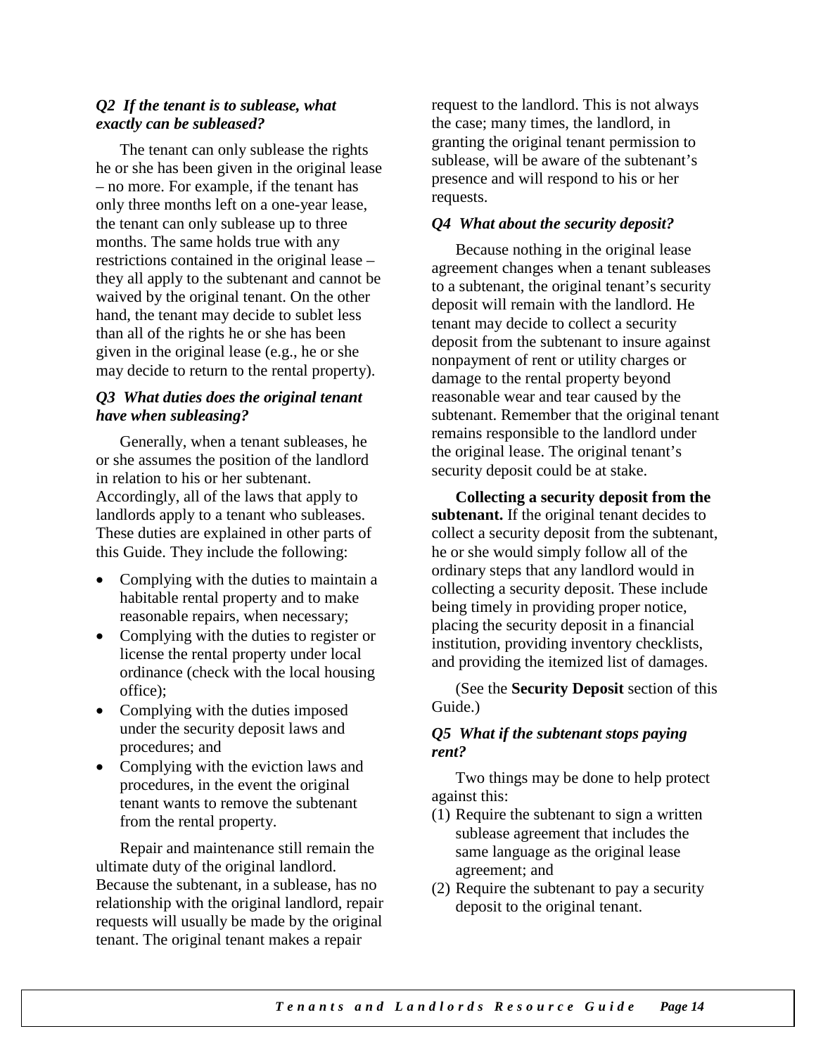### *Q2 If the tenant is to sublease, what exactly can be subleased?*

The tenant can only sublease the rights he or she has been given in the original lease – no more. For example, if the tenant has only three months left on a one-year lease, the tenant can only sublease up to three months. The same holds true with any restrictions contained in the original lease – they all apply to the subtenant and cannot be waived by the original tenant. On the other hand, the tenant may decide to sublet less than all of the rights he or she has been given in the original lease (e.g., he or she may decide to return to the rental property).

### *Q3 What duties does the original tenant have when subleasing?*

Generally, when a tenant subleases, he or she assumes the position of the landlord in relation to his or her subtenant. Accordingly, all of the laws that apply to landlords apply to a tenant who subleases. These duties are explained in other parts of this Guide. They include the following:

- Complying with the duties to maintain a habitable rental property and to make reasonable repairs, when necessary;
- Complying with the duties to register or license the rental property under local ordinance (check with the local housing office);
- Complying with the duties imposed under the security deposit laws and procedures; and
- Complying with the eviction laws and procedures, in the event the original tenant wants to remove the subtenant from the rental property.

Repair and maintenance still remain the ultimate duty of the original landlord. Because the subtenant, in a sublease, has no relationship with the original landlord, repair requests will usually be made by the original tenant. The original tenant makes a repair request to the landlord. This is not always the case; many times, the landlord, in granting the original tenant permission to sublease, will be aware of the subtenant's presence and will respond to his or her requests.

### *Q4 What about the security deposit?*

Because nothing in the original lease agreement changes when a tenant subleases to a subtenant, the original tenant's security deposit will remain with the landlord. He tenant may decide to collect a security deposit from the subtenant to insure against nonpayment of rent or utility charges or damage to the rental property beyond reasonable wear and tear caused by the subtenant. Remember that the original tenant remains responsible to the landlord under the original lease. The original tenant's security deposit could be at stake.

**Collecting a security deposit from the subtenant.** If the original tenant decides to collect a security deposit from the subtenant, he or she would simply follow all of the ordinary steps that any landlord would in collecting a security deposit. These include being timely in providing proper notice, placing the security deposit in a financial institution, providing inventory checklists, and providing the itemized list of damages.

(See the **Security Deposit** section of this Guide.)

### *Q5 What if the subtenant stops paying rent?*

Two things may be done to help protect against this:

(1) Require the subtenant to sign a written sublease agreement that includes the same language as the original lease agreement; and

(2) Require the subtenant to pay a security deposit to the original tenant.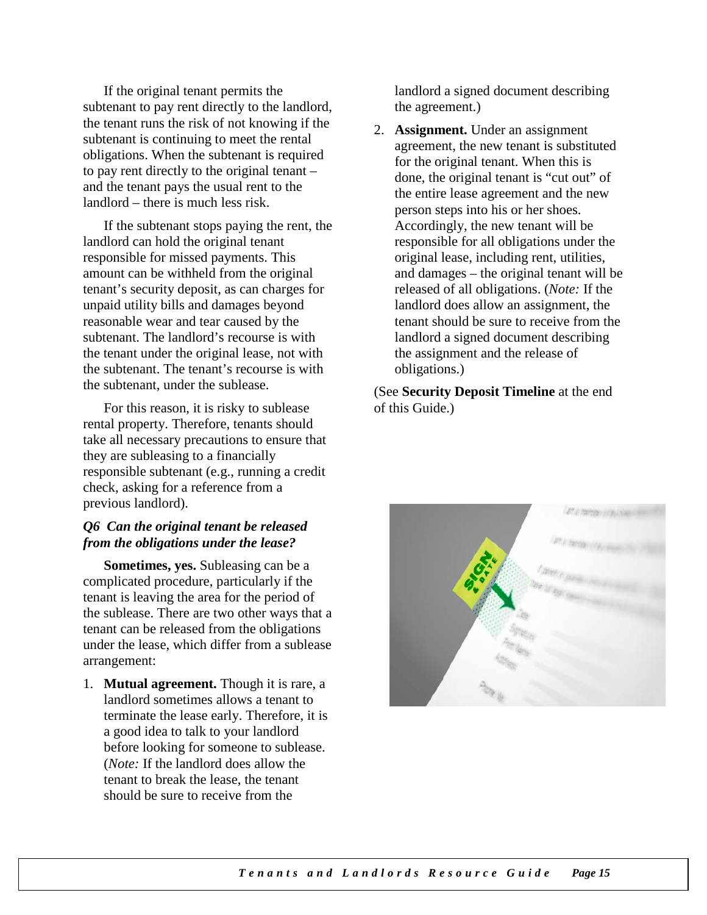If the original tenant permits the subtenant to pay rent directly to the landlord, the tenant runs the risk of not knowing if the subtenant is continuing to meet the rental obligations. When the subtenant is required to pay rent directly to the original tenant – and the tenant pays the usual rent to the landlord – there is much less risk.

If the subtenant stops paying the rent, the landlord can hold the original tenant responsible for missed payments. This amount can be withheld from the original tenant's security deposit, as can charges for unpaid utility bills and damages beyond reasonable wear and tear caused by the subtenant. The landlord's recourse is with the tenant under the original lease, not with the subtenant. The tenant's recourse is with the subtenant, under the sublease.

For this reason, it is risky to sublease rental property. Therefore, tenants should take all necessary precautions to ensure that they are subleasing to a financially responsible subtenant (e.g., running a credit check, asking for a reference from a previous landlord).

### *Q6 Can the original tenant be released from the obligations under the lease?*

**Sometimes, yes.** Subleasing can be a complicated procedure, particularly if the tenant is leaving the area for the period of the sublease. There are two other ways that a tenant can be released from the obligations under the lease, which differ from a sublease arrangement:

1. **Mutual agreement.** Though it is rare, a landlord sometimes allows a tenant to terminate the lease early. Therefore, it is a good idea to talk to your landlord before looking for someone to sublease. (*Note:* If the landlord does allow the tenant to break the lease, the tenant should be sure to receive from the landlord a signed document describing the agreement.)
2. **Assignment.** Under an assignment agreement, the new tenant is substituted for the original tenant. When this is done, the original tenant is "cut out" of the entire lease agreement and the new person steps into his or her shoes. Accordingly, the new tenant will be responsible for all obligations under the original lease, including rent, utilities, and damages – the original tenant will be released of all obligations. (*Note:* If the landlord does allow an assignment, the tenant should be sure to receive from the landlord a signed document describing the assignment and the release of obligations.)

(See **Security Deposit Timeline** at the end of this Guide.)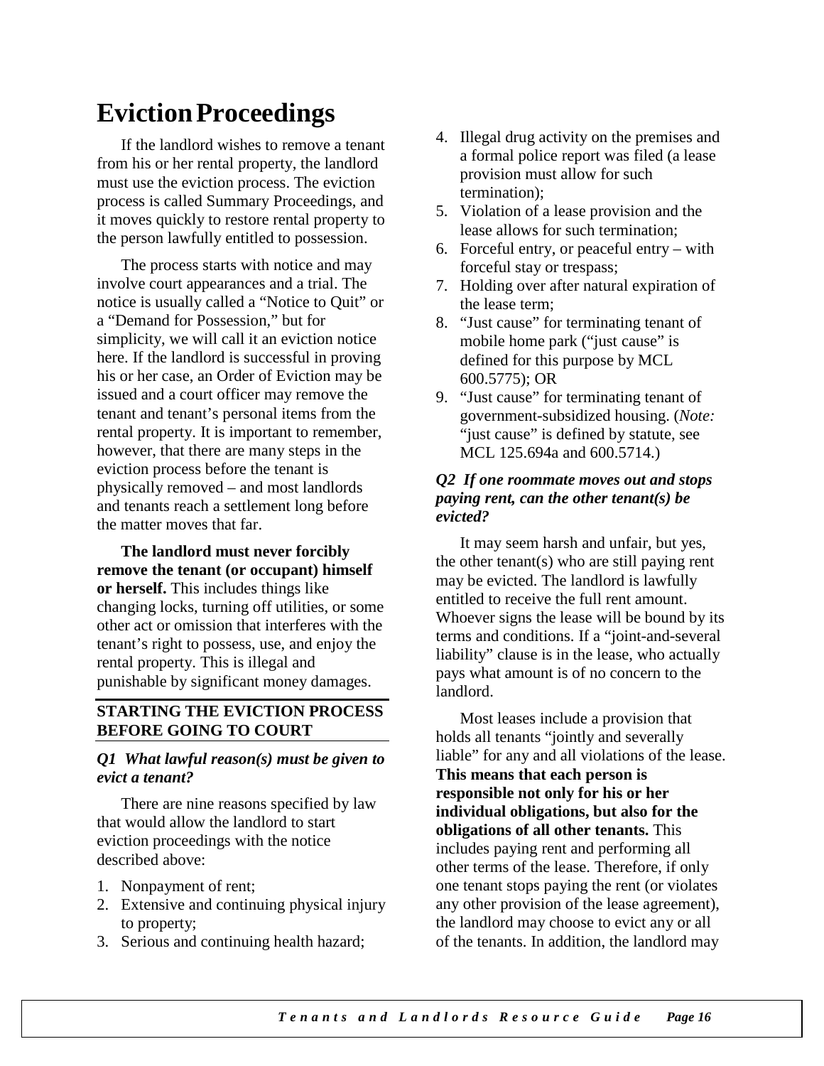# Eviction Proceedings

If the landlord wishes to remove a tenant from his or her rental property, the landlord must use the eviction process. The eviction process is called Summary Proceedings, and it moves quickly to restore rental property to the person lawfully entitled to possession.

The process starts with notice and may involve court appearances and a trial. The notice is usually called a "Notice to Quit" or a "Demand for Possession," but for simplicity, we will call it an eviction notice here. If the landlord is successful in proving his or her case, an Order of Eviction may be issued and a court officer may remove the tenant and tenant's personal items from the rental property. It is important to remember, however, that there are many steps in the eviction process before the tenant is physically removed – and most landlords and tenants reach a settlement long before the matter moves that far.

**The landlord must never forcibly remove the tenant (or occupant) himself or herself.** This includes things like changing locks, turning off utilities, or some other act or omission that interferes with the tenant's right to possess, use, and enjoy the rental property. This is illegal and punishable by significant money damages.

## STARTING THE EVICTION PROCESS BEFORE GOING TO COURT

### *Q1 What lawful reason(s) must be given to evict a tenant?*

There are nine reasons specified by law that would allow the landlord to start eviction proceedings with the notice described above:

1. Nonpayment of rent;
2. Extensive and continuing physical injury to property;
3. Serious and continuing health hazard;
4. Illegal drug activity on the premises and a formal police report was filed (a lease provision must allow for such termination);
5. Violation of a lease provision and the lease allows for such termination;
6. Forceful entry, or peaceful entry – with forceful stay or trespass;
7. Holding over after natural expiration of the lease term;
8. "Just cause" for terminating tenant of mobile home park ("just cause" is defined for this purpose by MCL 600.5775); OR
9. "Just cause" for terminating tenant of government-subsidized housing. (*Note:* "just cause" is defined by statute, see MCL 125.694a and 600.5714.)

### *Q2 If one roommate moves out and stops paying rent, can the other tenant(s) be evicted?*

It may seem harsh and unfair, but yes, the other tenant(s) who are still paying rent may be evicted. The landlord is lawfully entitled to receive the full rent amount. Whoever signs the lease will be bound by its terms and conditions. If a "joint-and-several liability" clause is in the lease, who actually pays what amount is of no concern to the landlord.

Most leases include a provision that holds all tenants "jointly and severally liable" for any and all violations of the lease. **This means that each person is responsible not only for his or her individual obligations, but also for the obligations of all other tenants.** This includes paying rent and performing all other terms of the lease. Therefore, if only one tenant stops paying the rent (or violates any other provision of the lease agreement), the landlord may choose to evict any or all of the tenants. In addition, the landlord may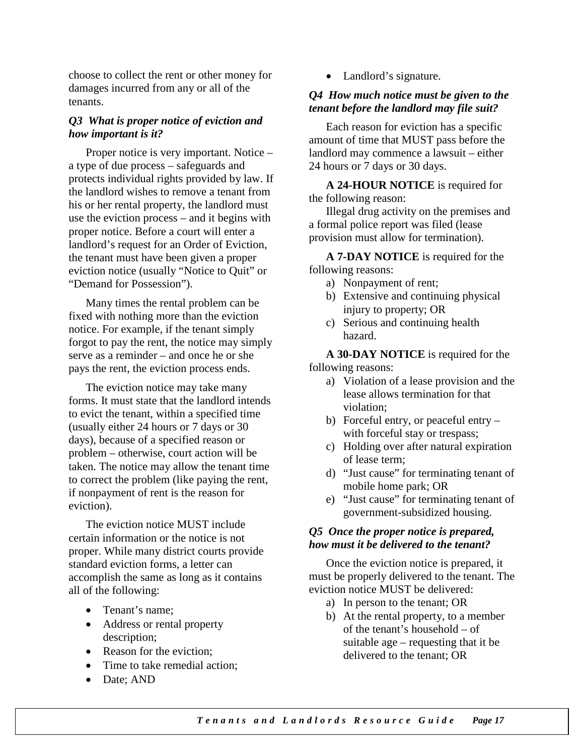choose to collect the rent or other money for damages incurred from any or all of the tenants.

### *Q3 What is proper notice of eviction and how important is it?*

Proper notice is very important. Notice – a type of due process – safeguards and protects individual rights provided by law. If the landlord wishes to remove a tenant from his or her rental property, the landlord must use the eviction process – and it begins with proper notice. Before a court will enter a landlord's request for an Order of Eviction, the tenant must have been given a proper eviction notice (usually "Notice to Quit" or "Demand for Possession").

Many times the rental problem can be fixed with nothing more than the eviction notice. For example, if the tenant simply forgot to pay the rent, the notice may simply serve as a reminder – and once he or she pays the rent, the eviction process ends.

The eviction notice may take many forms. It must state that the landlord intends to evict the tenant, within a specified time (usually either 24 hours or 7 days or 30 days), because of a specified reason or problem – otherwise, court action will be taken. The notice may allow the tenant time to correct the problem (like paying the rent, if nonpayment of rent is the reason for eviction).

The eviction notice MUST include certain information or the notice is not proper. While many district courts provide standard eviction forms, a letter can accomplish the same as long as it contains all of the following:

- Tenant's name;
- Address or rental property description;
- Reason for the eviction;
- Time to take remedial action;
- Date; AND
- Landlord's signature.

### *Q4 How much notice must be given to the tenant before the landlord may file suit?*

Each reason for eviction has a specific amount of time that MUST pass before the landlord may commence a lawsuit – either 24 hours or 7 days or 30 days.

**A 24-HOUR NOTICE** is required for the following reason:

Illegal drug activity on the premises and a formal police report was filed (lease provision must allow for termination).

**A 7-DAY NOTICE** is required for the following reasons:

a) Nonpayment of rent;
b) Extensive and continuing physical injury to property; OR
c) Serious and continuing health hazard.

**A 30-DAY NOTICE** is required for the following reasons:

a) Violation of a lease provision and the lease allows termination for that violation;
b) Forceful entry, or peaceful entry – with forceful stay or trespass;
c) Holding over after natural expiration of lease term;
d) "Just cause" for terminating tenant of mobile home park; OR
e) "Just cause" for terminating tenant of government-subsidized housing.

### *Q5 Once the proper notice is prepared, how must it be delivered to the tenant?*

Once the eviction notice is prepared, it must be properly delivered to the tenant. The eviction notice MUST be delivered:

a) In person to the tenant; OR
b) At the rental property, to a member of the tenant's household – of suitable age – requesting that it be delivered to the tenant; OR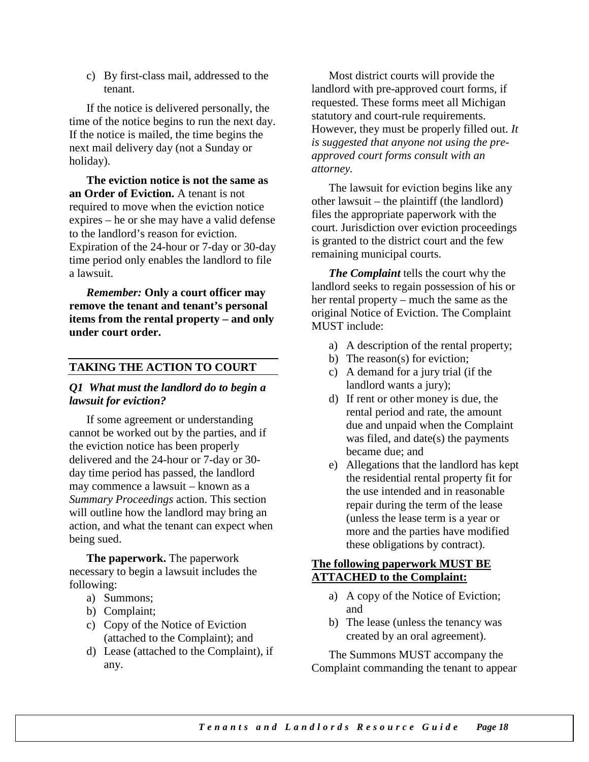c) By first-class mail, addressed to the tenant.

If the notice is delivered personally, the time of the notice begins to run the next day. If the notice is mailed, the time begins the next mail delivery day (not a Sunday or holiday).

**The eviction notice is not the same as an Order of Eviction.** A tenant is not required to move when the eviction notice expires – he or she may have a valid defense to the landlord's reason for eviction. Expiration of the 24-hour or 7-day or 30-day time period only enables the landlord to file a lawsuit.

***Remember:*** **Only a court officer may remove the tenant and tenant's personal items from the rental property – and only under court order.**

## TAKING THE ACTION TO COURT

### *Q1 What must the landlord do to begin a lawsuit for eviction?*

If some agreement or understanding cannot be worked out by the parties, and if the eviction notice has been properly delivered and the 24-hour or 7-day or 30-day time period has passed, the landlord may commence a lawsuit – known as a *Summary Proceedings* action. This section will outline how the landlord may bring an action, and what the tenant can expect when being sued.

**The paperwork.** The paperwork necessary to begin a lawsuit includes the following:

a) Summons;
b) Complaint;
c) Copy of the Notice of Eviction (attached to the Complaint); and
d) Lease (attached to the Complaint), if any.

Most district courts will provide the landlord with pre-approved court forms, if requested. These forms meet all Michigan statutory and court-rule requirements. However, they must be properly filled out. *It is suggested that anyone not using the pre-approved court forms consult with an attorney.*

The lawsuit for eviction begins like any other lawsuit – the plaintiff (the landlord) files the appropriate paperwork with the court. Jurisdiction over eviction proceedings is granted to the district court and the few remaining municipal courts.

***The Complaint*** tells the court why the landlord seeks to regain possession of his or her rental property – much the same as the original Notice of Eviction. The Complaint MUST include:

a) A description of the rental property;
b) The reason(s) for eviction;
c) A demand for a jury trial (if the landlord wants a jury);
d) If rent or other money is due, the rental period and rate, the amount due and unpaid when the Complaint was filed, and date(s) the payments became due; and
e) Allegations that the landlord has kept the residential rental property fit for the use intended and in reasonable repair during the term of the lease (unless the lease term is a year or more and the parties have modified these obligations by contract).

**The following paperwork MUST BE ATTACHED to the Complaint:**

a) A copy of the Notice of Eviction; and
b) The lease (unless the tenancy was created by an oral agreement).

The Summons MUST accompany the Complaint commanding the tenant to appear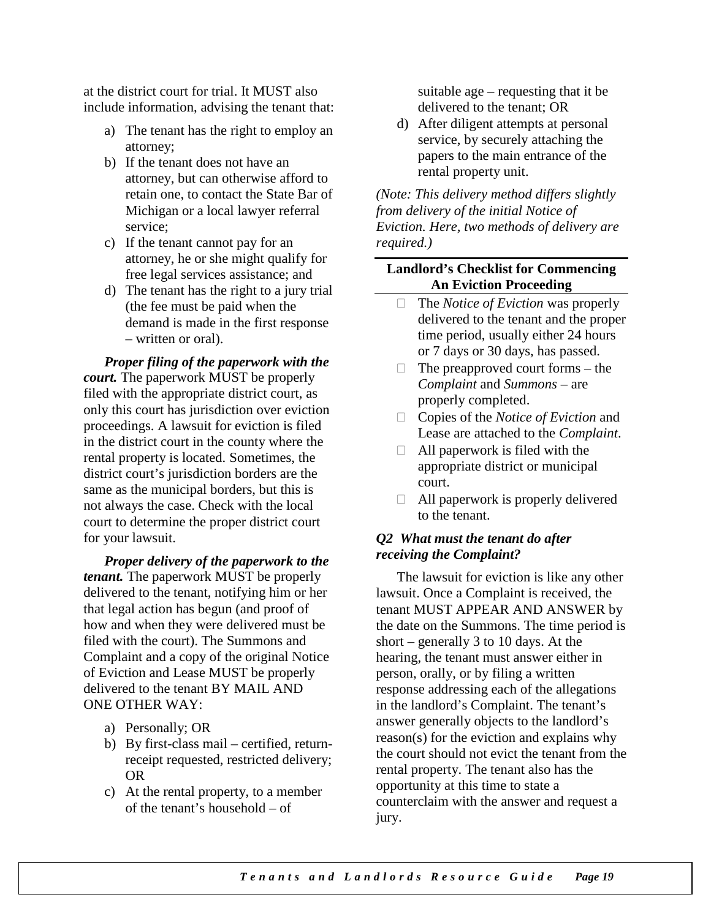at the district court for trial. It MUST also include information, advising the tenant that:

a) The tenant has the right to employ an attorney;
b) If the tenant does not have an attorney, but can otherwise afford to retain one, to contact the State Bar of Michigan or a local lawyer referral service;
c) If the tenant cannot pay for an attorney, he or she might qualify for free legal services assistance; and
d) The tenant has the right to a jury trial (the fee must be paid when the demand is made in the first response – written or oral).

***Proper filing of the paperwork with the court.*** The paperwork MUST be properly filed with the appropriate district court, as only this court has jurisdiction over eviction proceedings. A lawsuit for eviction is filed in the district court in the county where the rental property is located. Sometimes, the district court's jurisdiction borders are the same as the municipal borders, but this is not always the case. Check with the local court to determine the proper district court for your lawsuit.

***Proper delivery of the paperwork to the tenant.*** The paperwork MUST be properly delivered to the tenant, notifying him or her that legal action has begun (and proof of how and when they were delivered must be filed with the court). The Summons and Complaint and a copy of the original Notice of Eviction and Lease MUST be properly delivered to the tenant BY MAIL AND ONE OTHER WAY:

a) Personally; OR
b) By first-class mail – certified, return-receipt requested, restricted delivery; OR
c) At the rental property, to a member of the tenant's household – of suitable age – requesting that it be delivered to the tenant; OR
d) After diligent attempts at personal service, by securely attaching the papers to the main entrance of the rental property unit.

*(Note: This delivery method differs slightly from delivery of the initial Notice of Eviction. Here, two methods of delivery are required.)*

**Landlord's Checklist for Commencing An Eviction Proceeding**

- ☐ The *Notice of Eviction* was properly delivered to the tenant and the proper time period, usually either 24 hours or 7 days or 30 days, has passed.
- ☐ The preapproved court forms – the *Complaint* and *Summons* – are properly completed.
- ☐ Copies of the *Notice of Eviction* and Lease are attached to the *Complaint*.
- ☐ All paperwork is filed with the appropriate district or municipal court.
- ☐ All paperwork is properly delivered to the tenant.

### *Q2 What must the tenant do after receiving the Complaint?*

The lawsuit for eviction is like any other lawsuit. Once a Complaint is received, the tenant MUST APPEAR AND ANSWER by the date on the Summons. The time period is short – generally 3 to 10 days. At the hearing, the tenant must answer either in person, orally, or by filing a written response addressing each of the allegations in the landlord's Complaint. The tenant's answer generally objects to the landlord's reason(s) for the eviction and explains why the court should not evict the tenant from the rental property. The tenant also has the opportunity at this time to state a counterclaim with the answer and request a jury.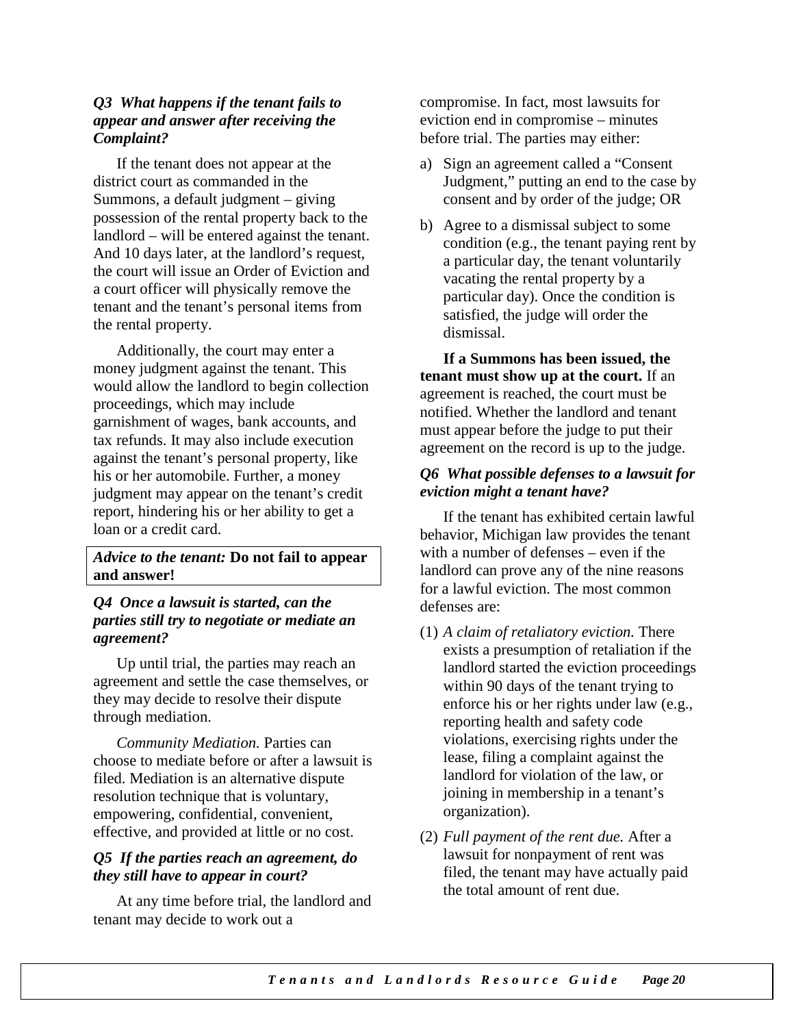### *Q3 What happens if the tenant fails to appear and answer after receiving the Complaint?*

If the tenant does not appear at the district court as commanded in the Summons, a default judgment – giving possession of the rental property back to the landlord – will be entered against the tenant. And 10 days later, at the landlord's request, the court will issue an Order of Eviction and a court officer will physically remove the tenant and the tenant's personal items from the rental property.

Additionally, the court may enter a money judgment against the tenant. This would allow the landlord to begin collection proceedings, which may include garnishment of wages, bank accounts, and tax refunds. It may also include execution against the tenant's personal property, like his or her automobile. Further, a money judgment may appear on the tenant's credit report, hindering his or her ability to get a loan or a credit card.

> *Advice to the tenant:* **Do not fail to appear and answer!**

### *Q4 Once a lawsuit is started, can the parties still try to negotiate or mediate an agreement?*

Up until trial, the parties may reach an agreement and settle the case themselves, or they may decide to resolve their dispute through mediation.

*Community Mediation.* Parties can choose to mediate before or after a lawsuit is filed. Mediation is an alternative dispute resolution technique that is voluntary, empowering, confidential, convenient, effective, and provided at little or no cost.

### *Q5 If the parties reach an agreement, do they still have to appear in court?*

At any time before trial, the landlord and tenant may decide to work out a compromise. In fact, most lawsuits for eviction end in compromise – minutes before trial. The parties may either:

a) Sign an agreement called a "Consent Judgment," putting an end to the case by consent and by order of the judge; OR
b) Agree to a dismissal subject to some condition (e.g., the tenant paying rent by a particular day, the tenant voluntarily vacating the rental property by a particular day). Once the condition is satisfied, the judge will order the dismissal.

**If a Summons has been issued, the tenant must show up at the court.** If an agreement is reached, the court must be notified. Whether the landlord and tenant must appear before the judge to put their agreement on the record is up to the judge.

### *Q6 What possible defenses to a lawsuit for eviction might a tenant have?*

If the tenant has exhibited certain lawful behavior, Michigan law provides the tenant with a number of defenses – even if the landlord can prove any of the nine reasons for a lawful eviction. The most common defenses are:

(1) *A claim of retaliatory eviction.* There exists a presumption of retaliation if the landlord started the eviction proceedings within 90 days of the tenant trying to enforce his or her rights under law (e.g., reporting health and safety code violations, exercising rights under the lease, filing a complaint against the landlord for violation of the law, or joining in membership in a tenant's organization).

(2) *Full payment of the rent due.* After a lawsuit for nonpayment of rent was filed, the tenant may have actually paid the total amount of rent due.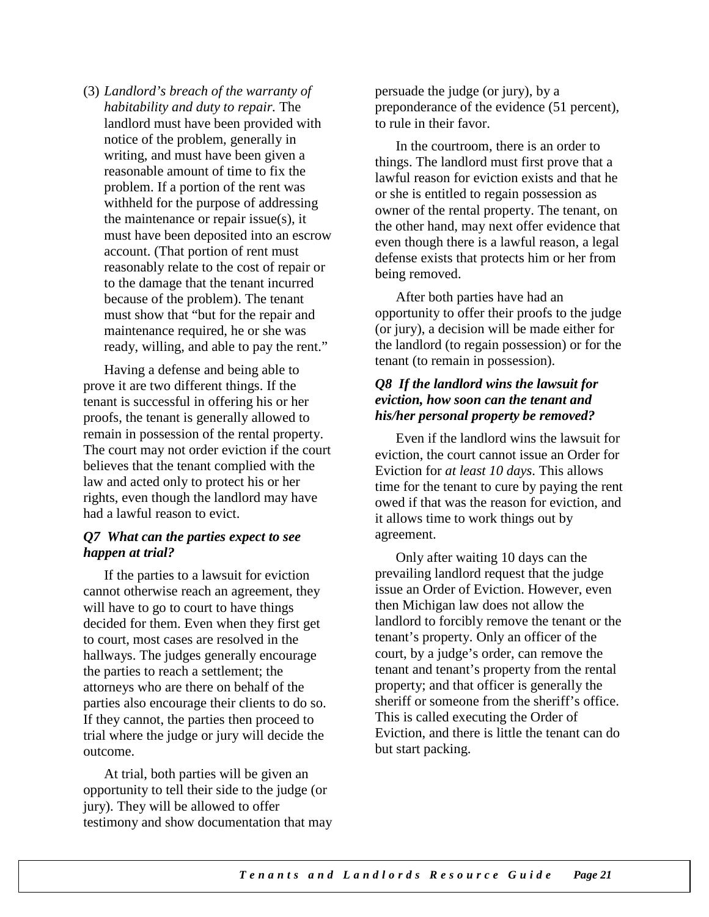(3) *Landlord's breach of the warranty of habitability and duty to repair.* The landlord must have been provided with notice of the problem, generally in writing, and must have been given a reasonable amount of time to fix the problem. If a portion of the rent was withheld for the purpose of addressing the maintenance or repair issue(s), it must have been deposited into an escrow account. (That portion of rent must reasonably relate to the cost of repair or to the damage that the tenant incurred because of the problem). The tenant must show that "but for the repair and maintenance required, he or she was ready, willing, and able to pay the rent."

Having a defense and being able to prove it are two different things. If the tenant is successful in offering his or her proofs, the tenant is generally allowed to remain in possession of the rental property. The court may not order eviction if the court believes that the tenant complied with the law and acted only to protect his or her rights, even though the landlord may have had a lawful reason to evict.

### *Q7 What can the parties expect to see happen at trial?*

If the parties to a lawsuit for eviction cannot otherwise reach an agreement, they will have to go to court to have things decided for them. Even when they first get to court, most cases are resolved in the hallways. The judges generally encourage the parties to reach a settlement; the attorneys who are there on behalf of the parties also encourage their clients to do so. If they cannot, the parties then proceed to trial where the judge or jury will decide the outcome.

At trial, both parties will be given an opportunity to tell their side to the judge (or jury). They will be allowed to offer testimony and show documentation that may persuade the judge (or jury), by a preponderance of the evidence (51 percent), to rule in their favor.

In the courtroom, there is an order to things. The landlord must first prove that a lawful reason for eviction exists and that he or she is entitled to regain possession as owner of the rental property. The tenant, on the other hand, may next offer evidence that even though there is a lawful reason, a legal defense exists that protects him or her from being removed.

After both parties have had an opportunity to offer their proofs to the judge (or jury), a decision will be made either for the landlord (to regain possession) or for the tenant (to remain in possession).

### *Q8 If the landlord wins the lawsuit for eviction, how soon can the tenant and his/her personal property be removed?*

Even if the landlord wins the lawsuit for eviction, the court cannot issue an Order for Eviction for *at least 10 days*. This allows time for the tenant to cure by paying the rent owed if that was the reason for eviction, and it allows time to work things out by agreement.

Only after waiting 10 days can the prevailing landlord request that the judge issue an Order of Eviction. However, even then Michigan law does not allow the landlord to forcibly remove the tenant or the tenant's property. Only an officer of the court, by a judge's order, can remove the tenant and tenant's property from the rental property; and that officer is generally the sheriff or someone from the sheriff's office. This is called executing the Order of Eviction, and there is little the tenant can do but start packing.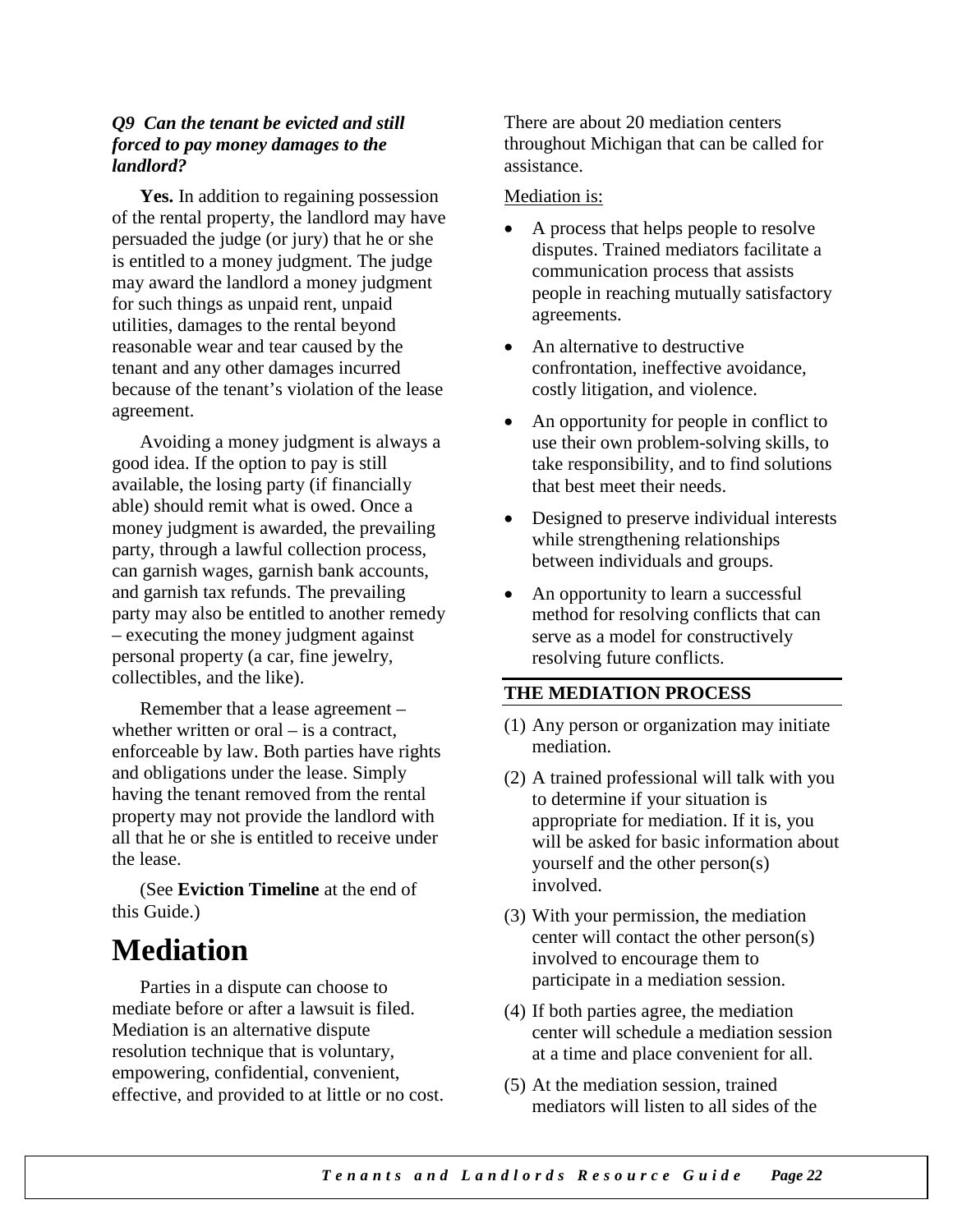***Q9 Can the tenant be evicted and still forced to pay money damages to the landlord?***

**Yes.** In addition to regaining possession of the rental property, the landlord may have persuaded the judge (or jury) that he or she is entitled to a money judgment. The judge may award the landlord a money judgment for such things as unpaid rent, unpaid utilities, damages to the rental beyond reasonable wear and tear caused by the tenant and any other damages incurred because of the tenant's violation of the lease agreement.

Avoiding a money judgment is always a good idea. If the option to pay is still available, the losing party (if financially able) should remit what is owed. Once a money judgment is awarded, the prevailing party, through a lawful collection process, can garnish wages, garnish bank accounts, and garnish tax refunds. The prevailing party may also be entitled to another remedy – executing the money judgment against personal property (a car, fine jewelry, collectibles, and the like).

Remember that a lease agreement – whether written or oral – is a contract, enforceable by law. Both parties have rights and obligations under the lease. Simply having the tenant removed from the rental property may not provide the landlord with all that he or she is entitled to receive under the lease.

(See **Eviction Timeline** at the end of this Guide.)

# Mediation

Parties in a dispute can choose to mediate before or after a lawsuit is filed. Mediation is an alternative dispute resolution technique that is voluntary, empowering, confidential, convenient, effective, and provided to at little or no cost. There are about 20 mediation centers throughout Michigan that can be called for assistance.

Mediation is:

- A process that helps people to resolve disputes. Trained mediators facilitate a communication process that assists people in reaching mutually satisfactory agreements.
- An alternative to destructive confrontation, ineffective avoidance, costly litigation, and violence.
- An opportunity for people in conflict to use their own problem-solving skills, to take responsibility, and to find solutions that best meet their needs.
- Designed to preserve individual interests while strengthening relationships between individuals and groups.
- An opportunity to learn a successful method for resolving conflicts that can serve as a model for constructively resolving future conflicts.

## THE MEDIATION PROCESS

(1) Any person or organization may initiate mediation.

(2) A trained professional will talk with you to determine if your situation is appropriate for mediation. If it is, you will be asked for basic information about yourself and the other person(s) involved.

(3) With your permission, the mediation center will contact the other person(s) involved to encourage them to participate in a mediation session.

(4) If both parties agree, the mediation center will schedule a mediation session at a time and place convenient for all.

(5) At the mediation session, trained mediators will listen to all sides of the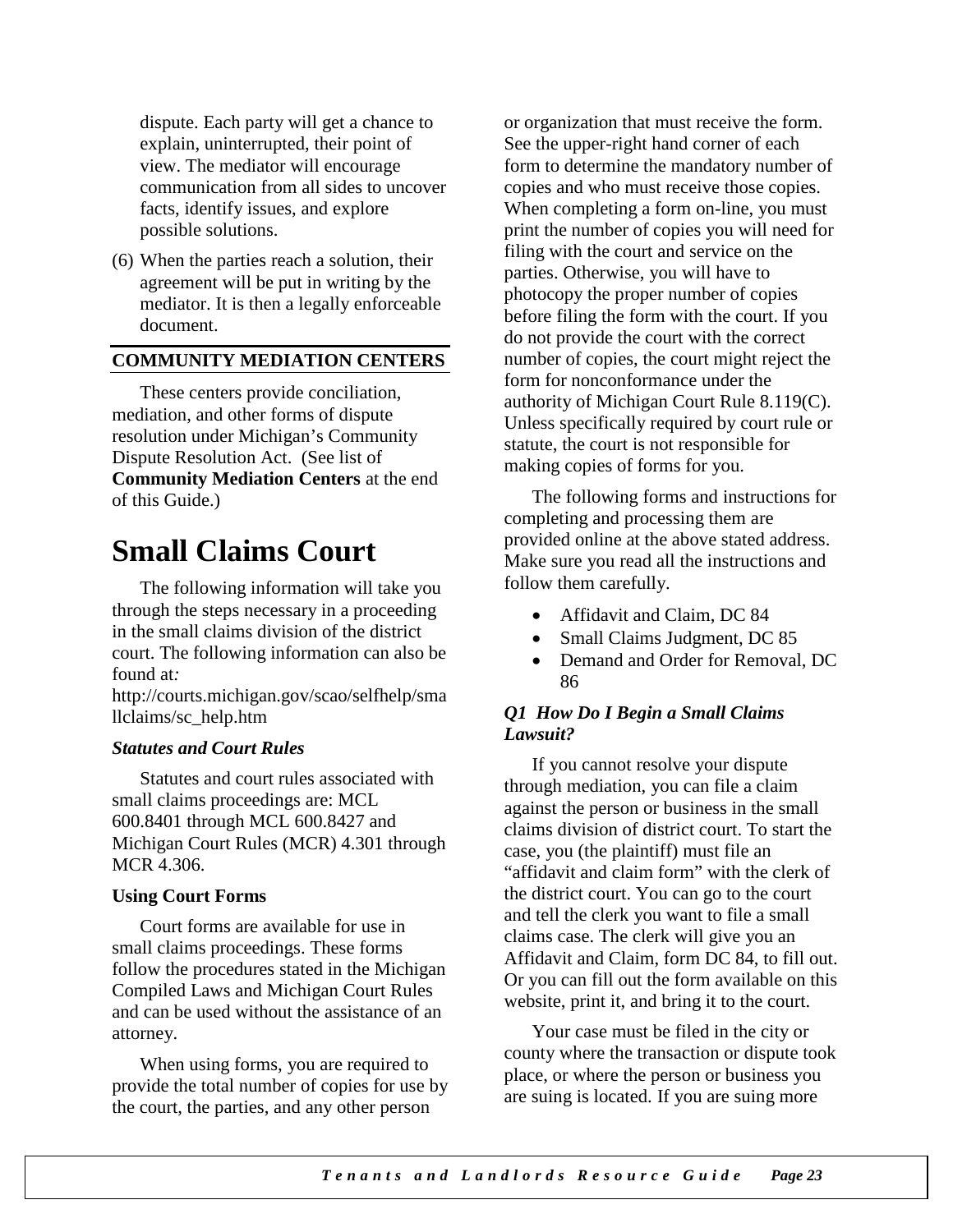dispute. Each party will get a chance to explain, uninterrupted, their point of view. The mediator will encourage communication from all sides to uncover facts, identify issues, and explore possible solutions.

(6) When the parties reach a solution, their agreement will be put in writing by the mediator. It is then a legally enforceable document.

## COMMUNITY MEDIATION CENTERS

These centers provide conciliation, mediation, and other forms of dispute resolution under Michigan's Community Dispute Resolution Act. (See list of **Community Mediation Centers** at the end of this Guide.)

# Small Claims Court

The following information will take you through the steps necessary in a proceeding in the small claims division of the district court. The following information can also be found at*:* http://courts.michigan.gov/scao/selfhelp/smallclaims/sc_help.htm

### *Statutes and Court Rules*

Statutes and court rules associated with small claims proceedings are: MCL 600.8401 through MCL 600.8427 and Michigan Court Rules (MCR) 4.301 through MCR 4.306.

### Using Court Forms

Court forms are available for use in small claims proceedings. These forms follow the procedures stated in the Michigan Compiled Laws and Michigan Court Rules and can be used without the assistance of an attorney.

When using forms, you are required to provide the total number of copies for use by the court, the parties, and any other person or organization that must receive the form. See the upper-right hand corner of each form to determine the mandatory number of copies and who must receive those copies. When completing a form on-line, you must print the number of copies you will need for filing with the court and service on the parties. Otherwise, you will have to photocopy the proper number of copies before filing the form with the court. If you do not provide the court with the correct number of copies, the court might reject the form for nonconformance under the authority of Michigan Court Rule 8.119(C). Unless specifically required by court rule or statute, the court is not responsible for making copies of forms for you.

The following forms and instructions for completing and processing them are provided online at the above stated address. Make sure you read all the instructions and follow them carefully.

- Affidavit and Claim, DC 84
- Small Claims Judgment, DC 85
- Demand and Order for Removal, DC 86

### *Q1 How Do I Begin a Small Claims Lawsuit?*

If you cannot resolve your dispute through mediation, you can file a claim against the person or business in the small claims division of district court. To start the case, you (the plaintiff) must file an "affidavit and claim form" with the clerk of the district court. You can go to the court and tell the clerk you want to file a small claims case. The clerk will give you an Affidavit and Claim, form DC 84, to fill out. Or you can fill out the form available on this website, print it, and bring it to the court.

Your case must be filed in the city or county where the transaction or dispute took place, or where the person or business you are suing is located. If you are suing more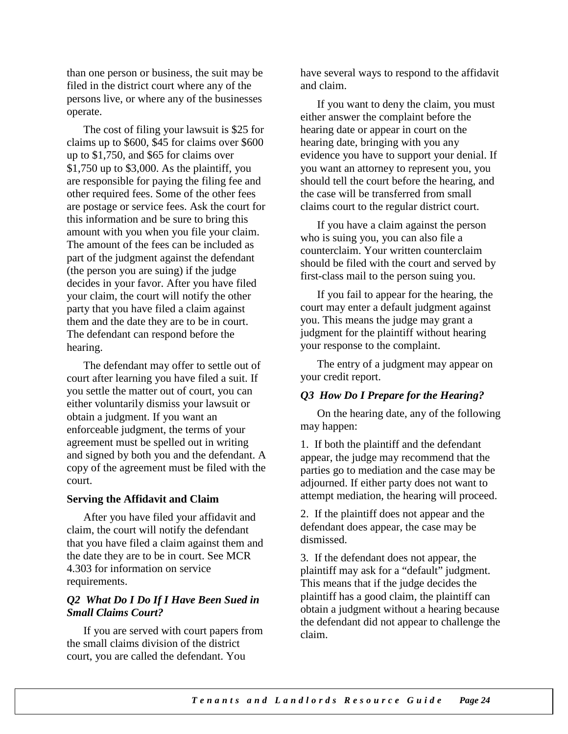than one person or business, the suit may be filed in the district court where any of the persons live, or where any of the businesses operate.

The cost of filing your lawsuit is $25 for claims up to $600, $45 for claims over $600 up to $1,750, and $65 for claims over $1,750 up to $3,000. As the plaintiff, you are responsible for paying the filing fee and other required fees. Some of the other fees are postage or service fees. Ask the court for this information and be sure to bring this amount with you when you file your claim. The amount of the fees can be included as part of the judgment against the defendant (the person you are suing) if the judge decides in your favor. After you have filed your claim, the court will notify the other party that you have filed a claim against them and the date they are to be in court. The defendant can respond before the hearing.

The defendant may offer to settle out of court after learning you have filed a suit. If you settle the matter out of court, you can either voluntarily dismiss your lawsuit or obtain a judgment. If you want an enforceable judgment, the terms of your agreement must be spelled out in writing and signed by both you and the defendant. A copy of the agreement must be filed with the court.

**Serving the Affidavit and Claim**

After you have filed your affidavit and claim, the court will notify the defendant that you have filed a claim against them and the date they are to be in court. See MCR 4.303 for information on service requirements.

### *Q2 What Do I Do If I Have Been Sued in Small Claims Court?*

If you are served with court papers from the small claims division of the district court, you are called the defendant. You have several ways to respond to the affidavit and claim.

If you want to deny the claim, you must either answer the complaint before the hearing date or appear in court on the hearing date, bringing with you any evidence you have to support your denial. If you want an attorney to represent you, you should tell the court before the hearing, and the case will be transferred from small claims court to the regular district court.

If you have a claim against the person who is suing you, you can also file a counterclaim. Your written counterclaim should be filed with the court and served by first-class mail to the person suing you.

If you fail to appear for the hearing, the court may enter a default judgment against you. This means the judge may grant a judgment for the plaintiff without hearing your response to the complaint.

The entry of a judgment may appear on your credit report.

### *Q3 How Do I Prepare for the Hearing?*

On the hearing date, any of the following may happen:

1. If both the plaintiff and the defendant appear, the judge may recommend that the parties go to mediation and the case may be adjourned. If either party does not want to attempt mediation, the hearing will proceed.

2. If the plaintiff does not appear and the defendant does appear, the case may be dismissed.

3. If the defendant does not appear, the plaintiff may ask for a “default” judgment. This means that if the judge decides the plaintiff has a good claim, the plaintiff can obtain a judgment without a hearing because the defendant did not appear to challenge the claim.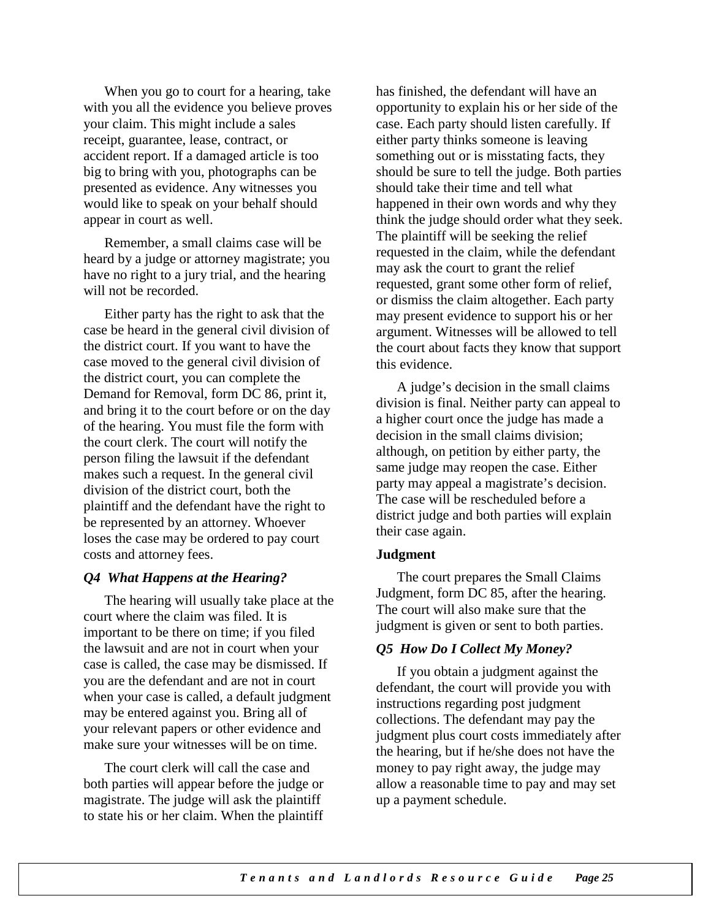When you go to court for a hearing, take with you all the evidence you believe proves your claim. This might include a sales receipt, guarantee, lease, contract, or accident report. If a damaged article is too big to bring with you, photographs can be presented as evidence. Any witnesses you would like to speak on your behalf should appear in court as well.

Remember, a small claims case will be heard by a judge or attorney magistrate; you have no right to a jury trial, and the hearing will not be recorded.

Either party has the right to ask that the case be heard in the general civil division of the district court. If you want to have the case moved to the general civil division of the district court, you can complete the Demand for Removal, form DC 86, print it, and bring it to the court before or on the day of the hearing. You must file the form with the court clerk. The court will notify the person filing the lawsuit if the defendant makes such a request. In the general civil division of the district court, both the plaintiff and the defendant have the right to be represented by an attorney. Whoever loses the case may be ordered to pay court costs and attorney fees.

### *Q4 What Happens at the Hearing?*

The hearing will usually take place at the court where the claim was filed. It is important to be there on time; if you filed the lawsuit and are not in court when your case is called, the case may be dismissed. If you are the defendant and are not in court when your case is called, a default judgment may be entered against you. Bring all of your relevant papers or other evidence and make sure your witnesses will be on time.

The court clerk will call the case and both parties will appear before the judge or magistrate. The judge will ask the plaintiff to state his or her claim. When the plaintiff has finished, the defendant will have an opportunity to explain his or her side of the case. Each party should listen carefully. If either party thinks someone is leaving something out or is misstating facts, they should be sure to tell the judge. Both parties should take their time and tell what happened in their own words and why they think the judge should order what they seek. The plaintiff will be seeking the relief requested in the claim, while the defendant may ask the court to grant the relief requested, grant some other form of relief, or dismiss the claim altogether. Each party may present evidence to support his or her argument. Witnesses will be allowed to tell the court about facts they know that support this evidence.

A judge's decision in the small claims division is final. Neither party can appeal to a higher court once the judge has made a decision in the small claims division; although, on petition by either party, the same judge may reopen the case. Either party may appeal a magistrate's decision. The case will be rescheduled before a district judge and both parties will explain their case again.

**Judgment**

The court prepares the Small Claims Judgment, form DC 85, after the hearing. The court will also make sure that the judgment is given or sent to both parties.

### *Q5 How Do I Collect My Money?*

If you obtain a judgment against the defendant, the court will provide you with instructions regarding post judgment collections. The defendant may pay the judgment plus court costs immediately after the hearing, but if he/she does not have the money to pay right away, the judge may allow a reasonable time to pay and may set up a payment schedule.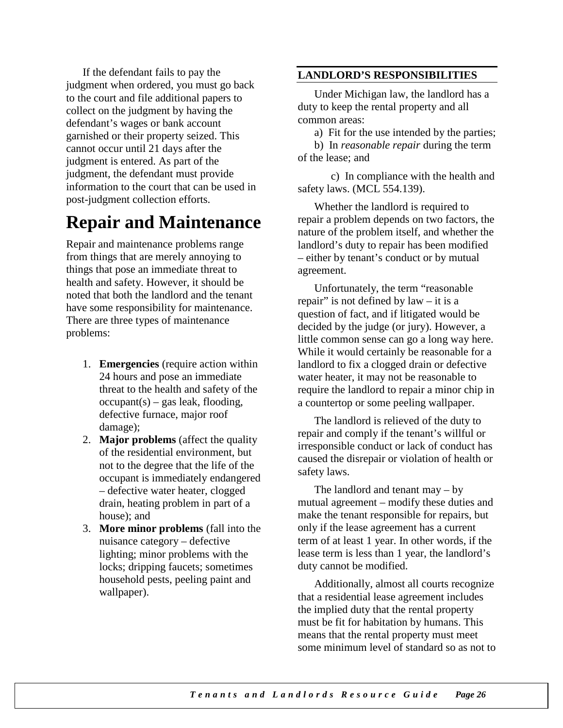If the defendant fails to pay the judgment when ordered, you must go back to the court and file additional papers to collect on the judgment by having the defendant's wages or bank account garnished or their property seized. This cannot occur until 21 days after the judgment is entered. As part of the judgment, the defendant must provide information to the court that can be used in post-judgment collection efforts.

# Repair and Maintenance

Repair and maintenance problems range from things that are merely annoying to things that pose an immediate threat to health and safety. However, it should be noted that both the landlord and the tenant have some responsibility for maintenance. There are three types of maintenance problems:

1. **Emergencies** (require action within 24 hours and pose an immediate threat to the health and safety of the occupant(s) – gas leak, flooding, defective furnace, major roof damage);
2. **Major problems** (affect the quality of the residential environment, but not to the degree that the life of the occupant is immediately endangered – defective water heater, clogged drain, heating problem in part of a house); and
3. **More minor problems** (fall into the nuisance category – defective lighting; minor problems with the locks; dripping faucets; sometimes household pests, peeling paint and wallpaper).

## LANDLORD'S RESPONSIBILITIES

Under Michigan law, the landlord has a duty to keep the rental property and all common areas:

a) Fit for the use intended by the parties;

b) In *reasonable repair* during the term of the lease; and

c) In compliance with the health and safety laws. (MCL 554.139).

Whether the landlord is required to repair a problem depends on two factors, the nature of the problem itself, and whether the landlord's duty to repair has been modified – either by tenant's conduct or by mutual agreement.

Unfortunately, the term "reasonable repair" is not defined by law – it is a question of fact, and if litigated would be decided by the judge (or jury). However, a little common sense can go a long way here. While it would certainly be reasonable for a landlord to fix a clogged drain or defective water heater, it may not be reasonable to require the landlord to repair a minor chip in a countertop or some peeling wallpaper.

The landlord is relieved of the duty to repair and comply if the tenant's willful or irresponsible conduct or lack of conduct has caused the disrepair or violation of health or safety laws.

The landlord and tenant may – by mutual agreement – modify these duties and make the tenant responsible for repairs, but only if the lease agreement has a current term of at least 1 year. In other words, if the lease term is less than 1 year, the landlord's duty cannot be modified.

Additionally, almost all courts recognize that a residential lease agreement includes the implied duty that the rental property must be fit for habitation by humans. This means that the rental property must meet some minimum level of standard so as not to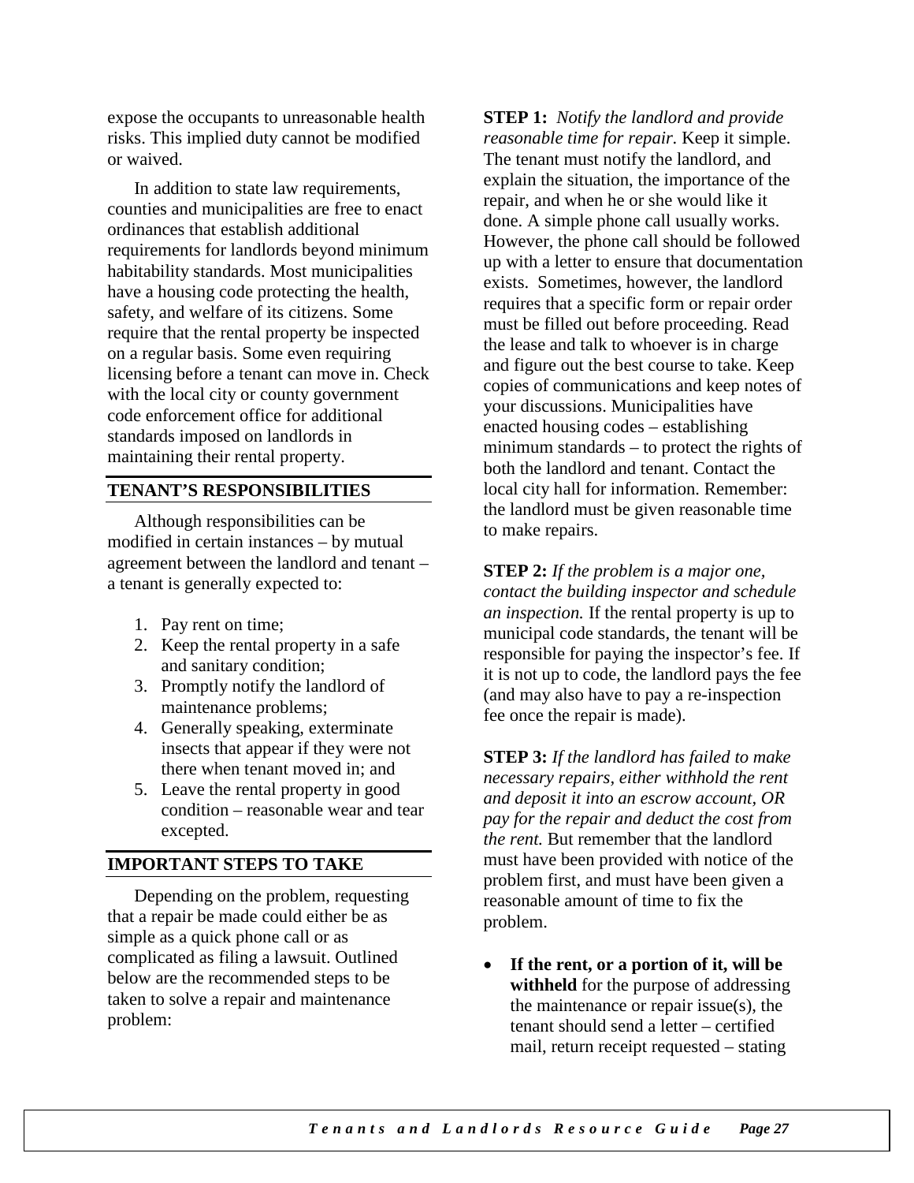expose the occupants to unreasonable health risks. This implied duty cannot be modified or waived.

In addition to state law requirements, counties and municipalities are free to enact ordinances that establish additional requirements for landlords beyond minimum habitability standards. Most municipalities have a housing code protecting the health, safety, and welfare of its citizens. Some require that the rental property be inspected on a regular basis. Some even requiring licensing before a tenant can move in. Check with the local city or county government code enforcement office for additional standards imposed on landlords in maintaining their rental property.

## TENANT'S RESPONSIBILITIES

Although responsibilities can be modified in certain instances – by mutual agreement between the landlord and tenant – a tenant is generally expected to:

1. Pay rent on time;
2. Keep the rental property in a safe and sanitary condition;
3. Promptly notify the landlord of maintenance problems;
4. Generally speaking, exterminate insects that appear if they were not there when tenant moved in; and
5. Leave the rental property in good condition – reasonable wear and tear excepted.

## IMPORTANT STEPS TO TAKE

Depending on the problem, requesting that a repair be made could either be as simple as a quick phone call or as complicated as filing a lawsuit. Outlined below are the recommended steps to be taken to solve a repair and maintenance problem:

**STEP 1:** *Notify the landlord and provide reasonable time for repair.* Keep it simple. The tenant must notify the landlord, and explain the situation, the importance of the repair, and when he or she would like it done. A simple phone call usually works. However, the phone call should be followed up with a letter to ensure that documentation exists. Sometimes, however, the landlord requires that a specific form or repair order must be filled out before proceeding. Read the lease and talk to whoever is in charge and figure out the best course to take. Keep copies of communications and keep notes of your discussions. Municipalities have enacted housing codes – establishing minimum standards – to protect the rights of both the landlord and tenant. Contact the local city hall for information. Remember: the landlord must be given reasonable time to make repairs.

**STEP 2:** *If the problem is a major one, contact the building inspector and schedule an inspection.* If the rental property is up to municipal code standards, the tenant will be responsible for paying the inspector's fee. If it is not up to code, the landlord pays the fee (and may also have to pay a re-inspection fee once the repair is made).

**STEP 3:** *If the landlord has failed to make necessary repairs, either withhold the rent and deposit it into an escrow account, OR pay for the repair and deduct the cost from the rent.* But remember that the landlord must have been provided with notice of the problem first, and must have been given a reasonable amount of time to fix the problem.

- **If the rent, or a portion of it, will be withheld** for the purpose of addressing the maintenance or repair issue(s), the tenant should send a letter – certified mail, return receipt requested – stating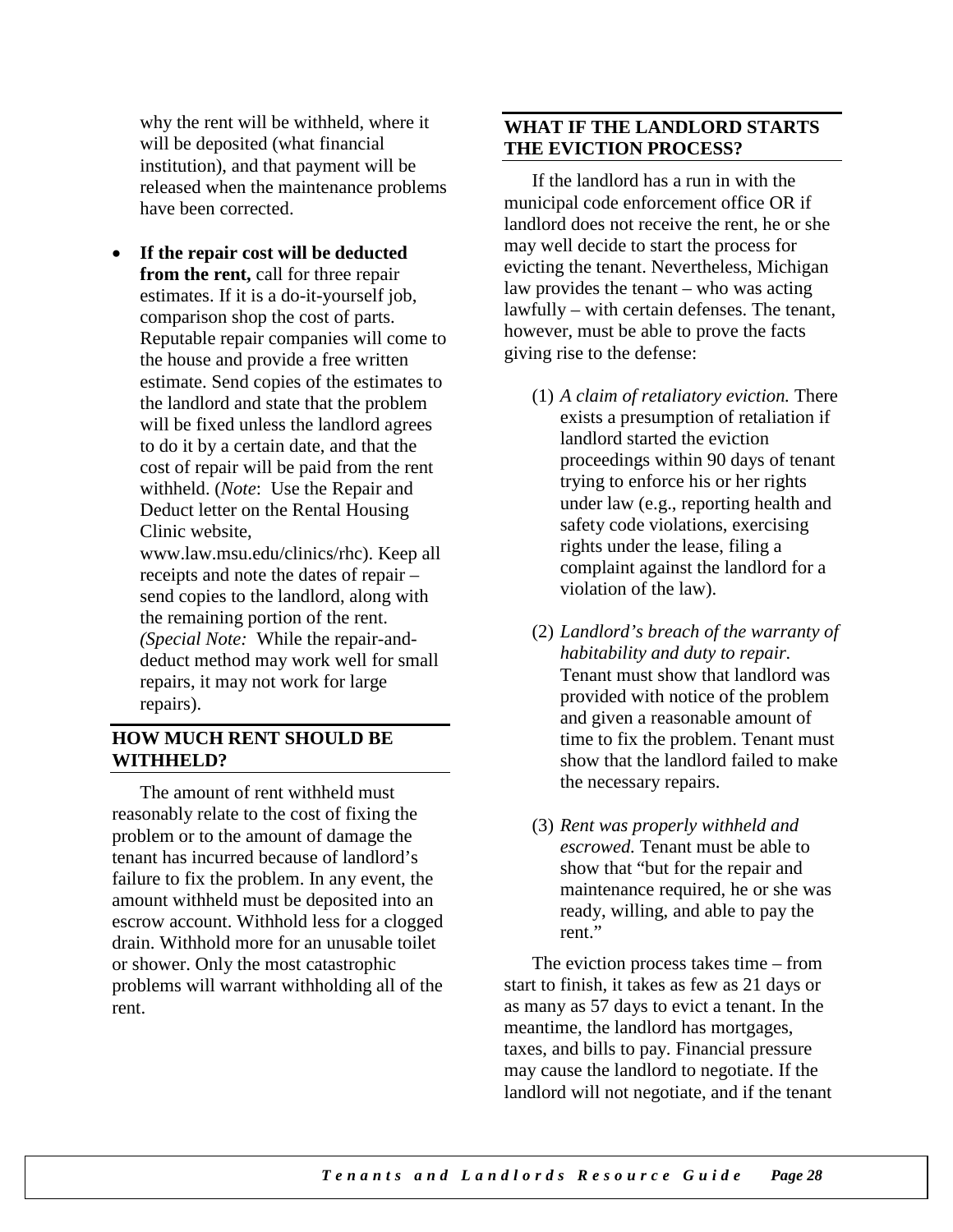why the rent will be withheld, where it will be deposited (what financial institution), and that payment will be released when the maintenance problems have been corrected.

- **If the repair cost will be deducted from the rent,** call for three repair estimates. If it is a do-it-yourself job, comparison shop the cost of parts. Reputable repair companies will come to the house and provide a free written estimate. Send copies of the estimates to the landlord and state that the problem will be fixed unless the landlord agrees to do it by a certain date, and that the cost of repair will be paid from the rent withheld. (*Note*: Use the Repair and Deduct letter on the Rental Housing Clinic website, www.law.msu.edu/clinics/rhc). Keep all receipts and note the dates of repair – send copies to the landlord, along with the remaining portion of the rent. *(Special Note:* While the repair-and-deduct method may work well for small repairs, it may not work for large repairs).

## HOW MUCH RENT SHOULD BE WITHHELD?

The amount of rent withheld must reasonably relate to the cost of fixing the problem or to the amount of damage the tenant has incurred because of landlord's failure to fix the problem. In any event, the amount withheld must be deposited into an escrow account. Withhold less for a clogged drain. Withhold more for an unusable toilet or shower. Only the most catastrophic problems will warrant withholding all of the rent.

## WHAT IF THE LANDLORD STARTS THE EVICTION PROCESS?

If the landlord has a run in with the municipal code enforcement office OR if landlord does not receive the rent, he or she may well decide to start the process for evicting the tenant. Nevertheless, Michigan law provides the tenant – who was acting lawfully – with certain defenses. The tenant, however, must be able to prove the facts giving rise to the defense:

(1) *A claim of retaliatory eviction.* There exists a presumption of retaliation if landlord started the eviction proceedings within 90 days of tenant trying to enforce his or her rights under law (e.g., reporting health and safety code violations, exercising rights under the lease, filing a complaint against the landlord for a violation of the law).

(2) *Landlord's breach of the warranty of habitability and duty to repair.* Tenant must show that landlord was provided with notice of the problem and given a reasonable amount of time to fix the problem. Tenant must show that the landlord failed to make the necessary repairs.

(3) *Rent was properly withheld and escrowed.* Tenant must be able to show that "but for the repair and maintenance required, he or she was ready, willing, and able to pay the rent."

The eviction process takes time – from start to finish, it takes as few as 21 days or as many as 57 days to evict a tenant. In the meantime, the landlord has mortgages, taxes, and bills to pay. Financial pressure may cause the landlord to negotiate. If the landlord will not negotiate, and if the tenant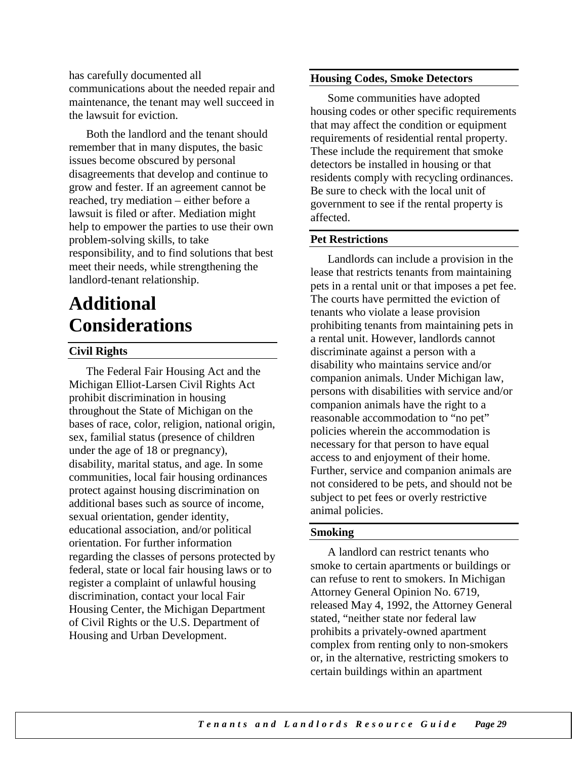has carefully documented all communications about the needed repair and maintenance, the tenant may well succeed in the lawsuit for eviction.

Both the landlord and the tenant should remember that in many disputes, the basic issues become obscured by personal disagreements that develop and continue to grow and fester. If an agreement cannot be reached, try mediation – either before a lawsuit is filed or after. Mediation might help to empower the parties to use their own problem-solving skills, to take responsibility, and to find solutions that best meet their needs, while strengthening the landlord-tenant relationship.

# Additional Considerations

### Civil Rights

The Federal Fair Housing Act and the Michigan Elliot-Larsen Civil Rights Act prohibit discrimination in housing throughout the State of Michigan on the bases of race, color, religion, national origin, sex, familial status (presence of children under the age of 18 or pregnancy), disability, marital status, and age. In some communities, local fair housing ordinances protect against housing discrimination on additional bases such as source of income, sexual orientation, gender identity, educational association, and/or political orientation. For further information regarding the classes of persons protected by federal, state or local fair housing laws or to register a complaint of unlawful housing discrimination, contact your local Fair Housing Center, the Michigan Department of Civil Rights or the U.S. Department of Housing and Urban Development.

### Housing Codes, Smoke Detectors

Some communities have adopted housing codes or other specific requirements that may affect the condition or equipment requirements of residential rental property. These include the requirement that smoke detectors be installed in housing or that residents comply with recycling ordinances. Be sure to check with the local unit of government to see if the rental property is affected.

### Pet Restrictions

Landlords can include a provision in the lease that restricts tenants from maintaining pets in a rental unit or that imposes a pet fee. The courts have permitted the eviction of tenants who violate a lease provision prohibiting tenants from maintaining pets in a rental unit. However, landlords cannot discriminate against a person with a disability who maintains service and/or companion animals. Under Michigan law, persons with disabilities with service and/or companion animals have the right to a reasonable accommodation to "no pet" policies wherein the accommodation is necessary for that person to have equal access to and enjoyment of their home. Further, service and companion animals are not considered to be pets, and should not be subject to pet fees or overly restrictive animal policies.

### Smoking

A landlord can restrict tenants who smoke to certain apartments or buildings or can refuse to rent to smokers. In Michigan Attorney General Opinion No. 6719, released May 4, 1992, the Attorney General stated, "neither state nor federal law prohibits a privately-owned apartment complex from renting only to non-smokers or, in the alternative, restricting smokers to certain buildings within an apartment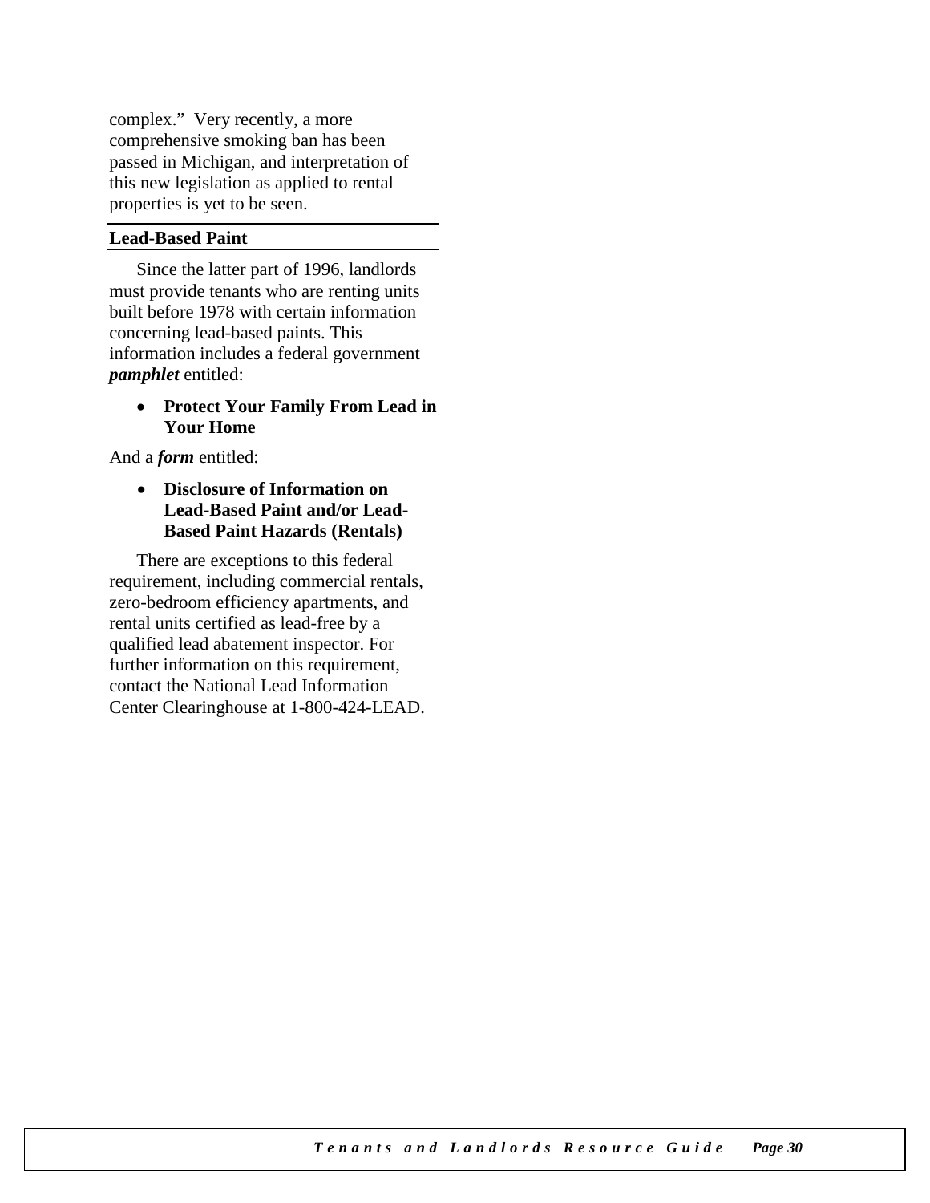complex." Very recently, a more comprehensive smoking ban has been passed in Michigan, and interpretation of this new legislation as applied to rental properties is yet to be seen.

## Lead-Based Paint

Since the latter part of 1996, landlords must provide tenants who are renting units built before 1978 with certain information concerning lead-based paints. This information includes a federal government ***pamphlet*** entitled:

- **Protect Your Family From Lead in Your Home**

And a ***form*** entitled:

- **Disclosure of Information on Lead-Based Paint and/or Lead-Based Paint Hazards (Rentals)**

There are exceptions to this federal requirement, including commercial rentals, zero-bedroom efficiency apartments, and rental units certified as lead-free by a qualified lead abatement inspector. For further information on this requirement, contact the National Lead Information Center Clearinghouse at 1-800-424-LEAD.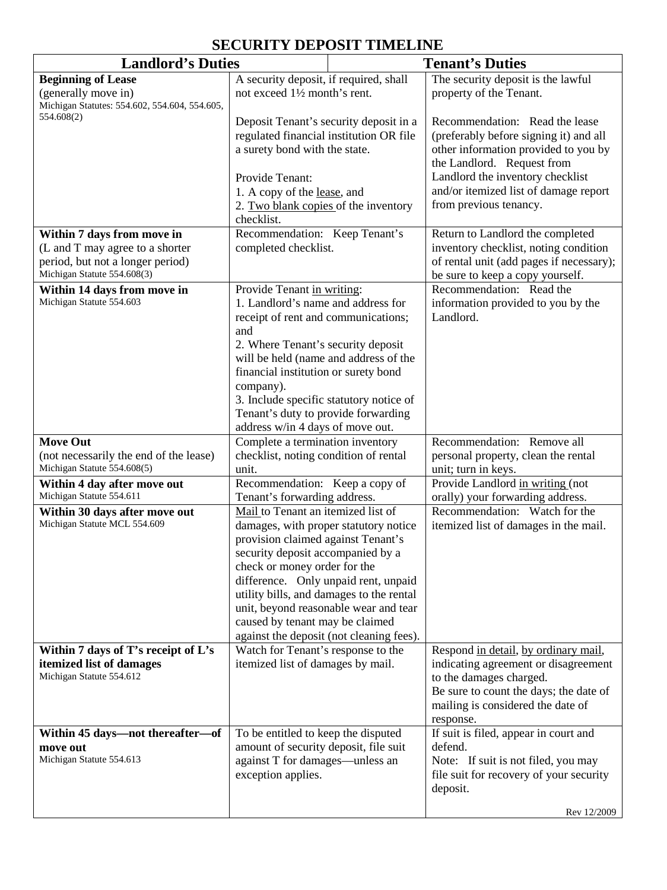# SECURITY DEPOSIT TIMELINE

| Landlord's Duties | | Tenant's Duties |
|---|---|---|
| **Beginning of Lease**<br>(generally move in)<br>Michigan Statutes: 554.602, 554.604, 554.605, 554.608(2) | A security deposit, if required, shall not exceed 1½ month's rent.<br><br>Deposit Tenant's security deposit in a regulated financial institution OR file a surety bond with the state.<br><br>Provide Tenant:<br>1. A copy of the lease, and<br>2. Two blank copies of the inventory checklist. | The security deposit is the lawful property of the Tenant.<br><br>Recommendation: Read the lease (preferably before signing it) and all other information provided to you by the Landlord. Request from Landlord the inventory checklist and/or itemized list of damage report from previous tenancy. |
| **Within 7 days from move in**<br>(L and T may agree to a shorter period, but not a longer period)<br>Michigan Statute 554.608(3) | Recommendation: Keep Tenant's completed checklist. | Return to Landlord the completed inventory checklist, noting condition of rental unit (add pages if necessary); be sure to keep a copy yourself. |
| **Within 14 days from move in**<br>Michigan Statute 554.603 | Provide Tenant in writing:<br>1. Landlord's name and address for receipt of rent and communications; and<br>2. Where Tenant's security deposit will be held (name and address of the financial institution or surety bond company).<br>3. Include specific statutory notice of Tenant's duty to provide forwarding address w/in 4 days of move out. | Recommendation: Read the information provided to you by the Landlord. |
| **Move Out**<br>(not necessarily the end of the lease)<br>Michigan Statute 554.608(5) | Complete a termination inventory checklist, noting condition of rental unit. | Recommendation: Remove all personal property, clean the rental unit; turn in keys. |
| **Within 4 day after move out**<br>Michigan Statute 554.611 | Recommendation: Keep a copy of Tenant's forwarding address. | Provide Landlord in writing (not orally) your forwarding address. |
| **Within 30 days after move out**<br>Michigan Statute MCL 554.609 | Mail to Tenant an itemized list of damages, with proper statutory notice provision claimed against Tenant's security deposit accompanied by a check or money order for the difference. Only unpaid rent, unpaid utility bills, and damages to the rental unit, beyond reasonable wear and tear caused by tenant may be claimed against the deposit (not cleaning fees). | Recommendation: Watch for the itemized list of damages in the mail. |
| **Within 7 days of T's receipt of L's itemized list of damages**<br>Michigan Statute 554.612 | Watch for Tenant's response to the itemized list of damages by mail. | Respond in detail, by ordinary mail, indicating agreement or disagreement to the damages charged.<br>Be sure to count the days; the date of mailing is considered the date of response. |
| **Within 45 days—not thereafter—of move out**<br>Michigan Statute 554.613 | To be entitled to keep the disputed amount of security deposit, file suit against T for damages—unless an exception applies. | If suit is filed, appear in court and defend.<br>Note: If suit is not filed, you may file suit for recovery of your security deposit. |

Rev 12/2009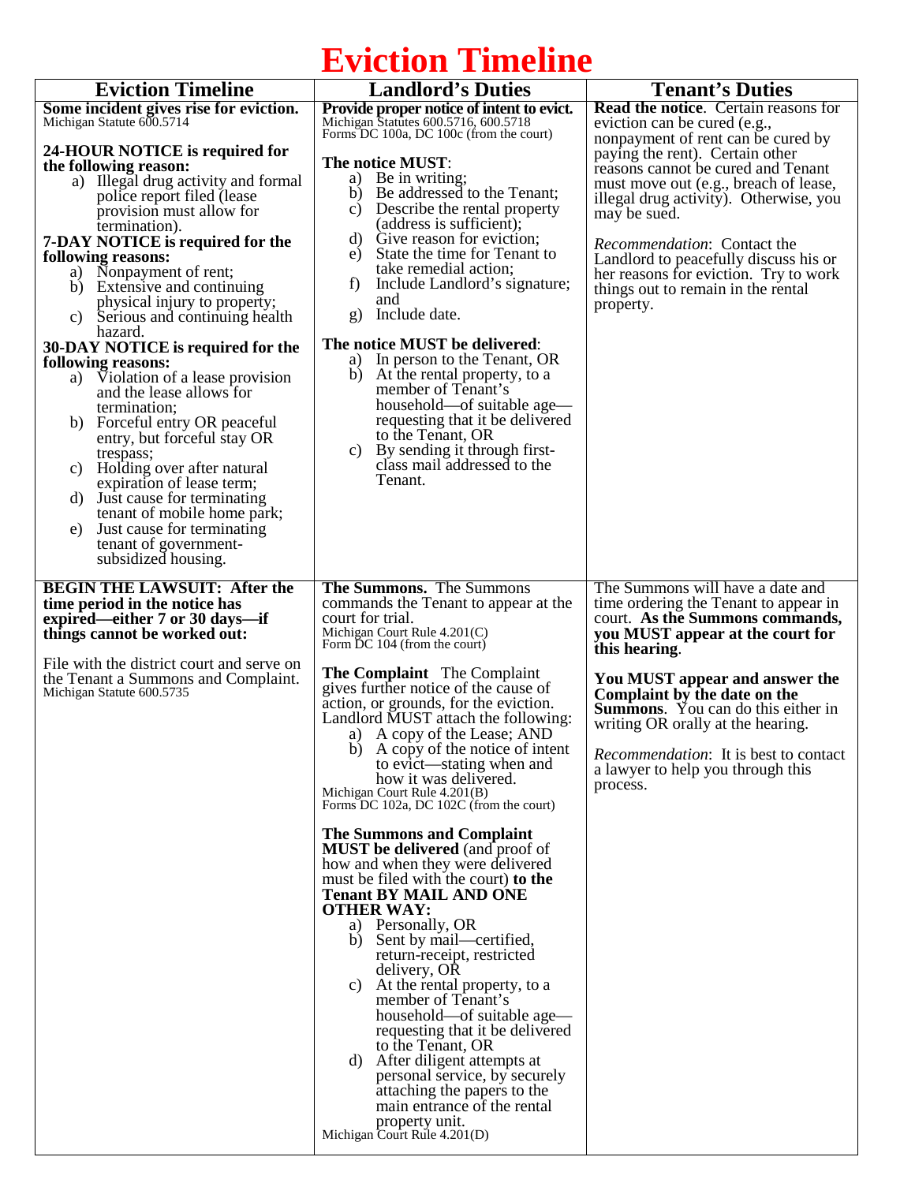# Eviction Timeline

| Eviction Timeline | Landlord's Duties | Tenant's Duties |
|---|---|---|
| **Some incident gives rise for eviction.** Michigan Statute 600.5714<br><br>**24-HOUR NOTICE is required for the following reason:**<br>a) Illegal drug activity and formal police report filed (lease provision must allow for termination).<br>**7-DAY NOTICE is required for the following reasons:**<br>a) Nonpayment of rent;<br>b) Extensive and continuing physical injury to property;<br>c) Serious and continuing health hazard.<br>**30-DAY NOTICE is required for the following reasons:**<br>a) Violation of a lease provision and the lease allows for termination;<br>b) Forceful entry OR peaceful entry, but forceful stay OR trespass;<br>c) Holding over after natural expiration of lease term;<br>d) Just cause for terminating tenant of mobile home park;<br>e) Just cause for terminating tenant of government-subsidized housing. | **Provide proper notice of intent to evict.** Michigan Statutes 600.5716, 600.5718 Forms DC 100a, DC 100c (from the court)<br><br>**The notice MUST**:<br>a) Be in writing;<br>b) Be addressed to the Tenant;<br>c) Describe the rental property (address is sufficient);<br>d) Give reason for eviction;<br>e) State the time for Tenant to take remedial action;<br>f) Include Landlord's signature; and<br>g) Include date.<br><br>**The notice MUST be delivered**:<br>a) In person to the Tenant, OR<br>b) At the rental property, to a member of Tenant's household—of suitable age—requesting that it be delivered to the Tenant, OR<br>c) By sending it through first-class mail addressed to the Tenant. | **Read the notice**. Certain reasons for eviction can be cured (e.g., nonpayment of rent can be cured by paying the rent). Certain other reasons cannot be cured and Tenant must move out (e.g., breach of lease, illegal drug activity). Otherwise, you may be sued.<br><br>*Recommendation*: Contact the Landlord to peacefully discuss his or her reasons for eviction. Try to work things out to remain in the rental property. |
| **BEGIN THE LAWSUIT: After the time period in the notice has expired—either 7 or 30 days—if things cannot be worked out:**<br><br>File with the district court and serve on the Tenant a Summons and Complaint. Michigan Statute 600.5735 | **The Summons.** The Summons commands the Tenant to appear at the court for trial. Michigan Court Rule 4.201(C) Form DC 104 (from the court)<br><br>**The Complaint** The Complaint gives further notice of the cause of action, or grounds, for the eviction. Landlord MUST attach the following:<br>a) A copy of the Lease; AND<br>b) A copy of the notice of intent to evict—stating when and how it was delivered.<br>Michigan Court Rule 4.201(B) Forms DC 102a, DC 102C (from the court)<br><br>**The Summons and Complaint MUST be delivered** (and proof of how and when they were delivered must be filed with the court) **to the Tenant BY MAIL AND ONE OTHER WAY:**<br>a) Personally, OR<br>b) Sent by mail—certified, return-receipt, restricted delivery, OR<br>c) At the rental property, to a member of Tenant's household—of suitable age—requesting that it be delivered to the Tenant, OR<br>d) After diligent attempts at personal service, by securely attaching the papers to the main entrance of the rental property unit.<br>Michigan Court Rule 4.201(D) | The Summons will have a date and time ordering the Tenant to appear in court. **As the Summons commands, you MUST appear at the court for this hearing**.<br><br>**You MUST appear and answer the Complaint by the date on the Summons**. You can do this either in writing OR orally at the hearing.<br><br>*Recommendation*: It is best to contact a lawyer to help you through this process. |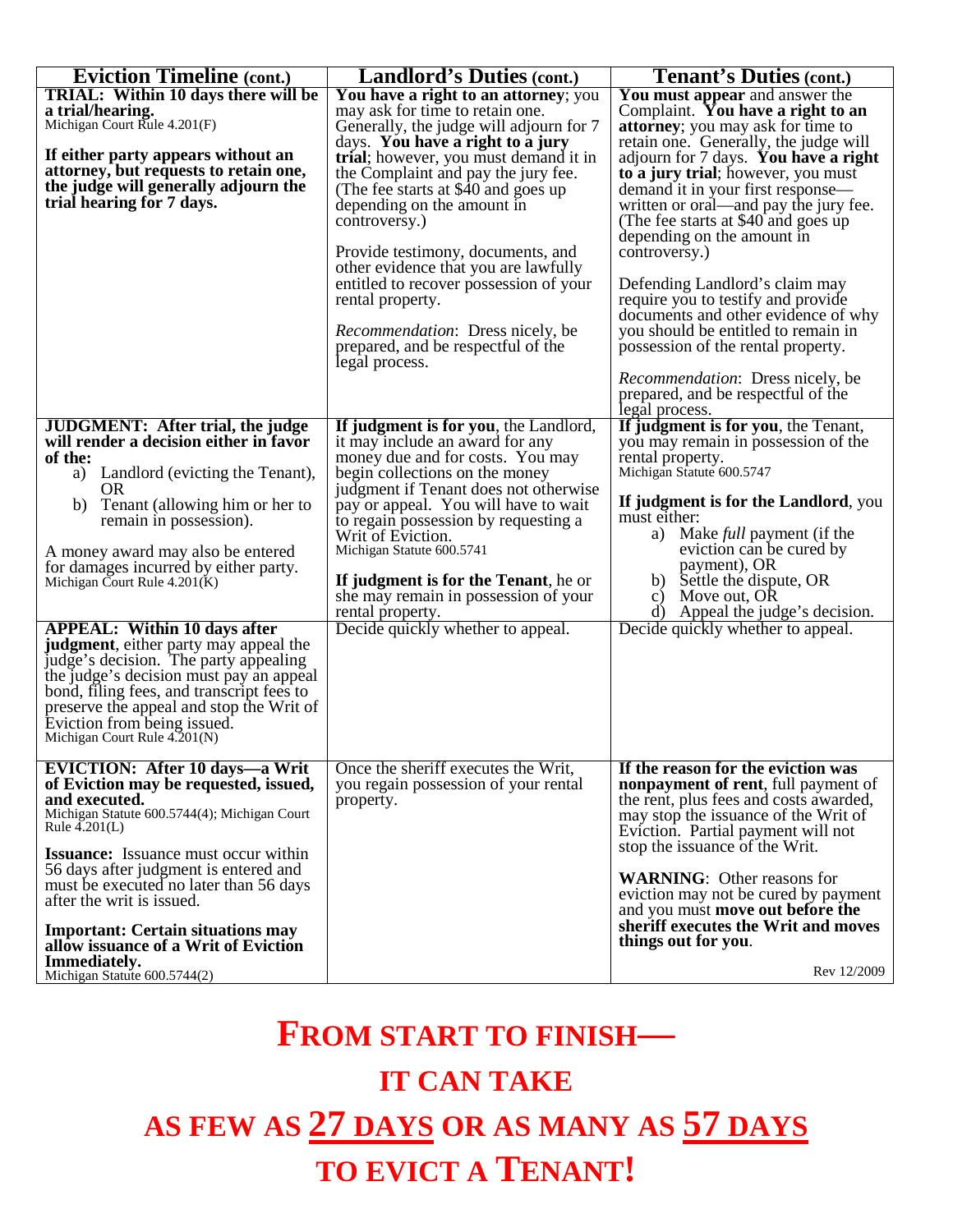| **Eviction Timeline** (cont.) | **Landlord's Duties** (cont.) | **Tenant's Duties** (cont.) |
|---|---|---|
| **TRIAL: Within 10 days there will be a trial/hearing.** Michigan Court Rule 4.201(F) <br><br> **If either party appears without an attorney, but requests to retain one, the judge will generally adjourn the trial hearing for 7 days.** | **You have a right to an attorney**; you may ask for time to retain one. Generally, the judge will adjourn for 7 days. **You have a right to a jury trial**; however, you must demand it in the Complaint and pay the jury fee. (The fee starts at $40 and goes up depending on the amount in controversy.) <br><br> Provide testimony, documents, and other evidence that you are lawfully entitled to recover possession of your rental property. <br><br> *Recommendation*: Dress nicely, be prepared, and be respectful of the legal process. | **You must appear** and answer the Complaint. **You have a right to an attorney**; you may ask for time to retain one. Generally, the judge will adjourn for 7 days. **You have a right to a jury trial**; however, you must demand it in your first response—written or oral—and pay the jury fee. (The fee starts at $40 and goes up depending on the amount in controversy.) <br><br> Defending Landlord's claim may require you to testify and provide documents and other evidence of why you should be entitled to remain in possession of the rental property. <br><br> *Recommendation*: Dress nicely, be prepared, and be respectful of the legal process. |
| **JUDGMENT: After trial, the judge will render a decision either in favor of the:** <br> a) Landlord (evicting the Tenant), OR <br> b) Tenant (allowing him or her to remain in possession). <br><br> A money award may also be entered for damages incurred by either party. Michigan Court Rule 4.201(K) | **If judgment is for you**, the Landlord, it may include an award for any money due and for costs. You may begin collections on the money judgment if Tenant does not otherwise pay or appeal. You will have to wait to regain possession by requesting a Writ of Eviction. Michigan Statute 600.5741 <br><br> **If judgment is for the Tenant**, he or she may remain in possession of your rental property. | **If judgment is for you**, the Tenant, you may remain in possession of the rental property. Michigan Statute 600.5747 <br><br> **If judgment is for the Landlord**, you must either: <br> a) Make *full* payment (if the eviction can be cured by payment), OR <br> b) Settle the dispute, OR <br> c) Move out, OR <br> d) Appeal the judge's decision. |
| **APPEAL: Within 10 days after judgment**, either party may appeal the judge's decision. The party appealing the judge's decision must pay an appeal bond, filing fees, and transcript fees to preserve the appeal and stop the Writ of Eviction from being issued. Michigan Court Rule 4.201(N) | Decide quickly whether to appeal. | Decide quickly whether to appeal. |
| **EVICTION: After 10 days—a Writ of Eviction may be requested, issued, and executed.** Michigan Statute 600.5744(4); Michigan Court Rule 4.201(L) <br><br> **Issuance:** Issuance must occur within 56 days after judgment is entered and must be executed no later than 56 days after the writ is issued. <br><br> **Important: Certain situations may allow issuance of a Writ of Eviction Immediately.** Michigan Statute 600.5744(2) | Once the sheriff executes the Writ, you regain possession of your rental property. | **If the reason for the eviction was nonpayment of rent**, full payment of the rent, plus fees and costs awarded, may stop the issuance of the Writ of Eviction. Partial payment will not stop the issuance of the Writ. <br><br> **WARNING**: Other reasons for eviction may not be cured by payment and you must **move out before the sheriff executes the Writ and moves things out for you**. <br><br> Rev 12/2009 |

**FROM START TO FINISH—**

**IT CAN TAKE**

**AS FEW AS 27 DAYS OR AS MANY AS 57 DAYS**

**TO EVICT A TENANT!**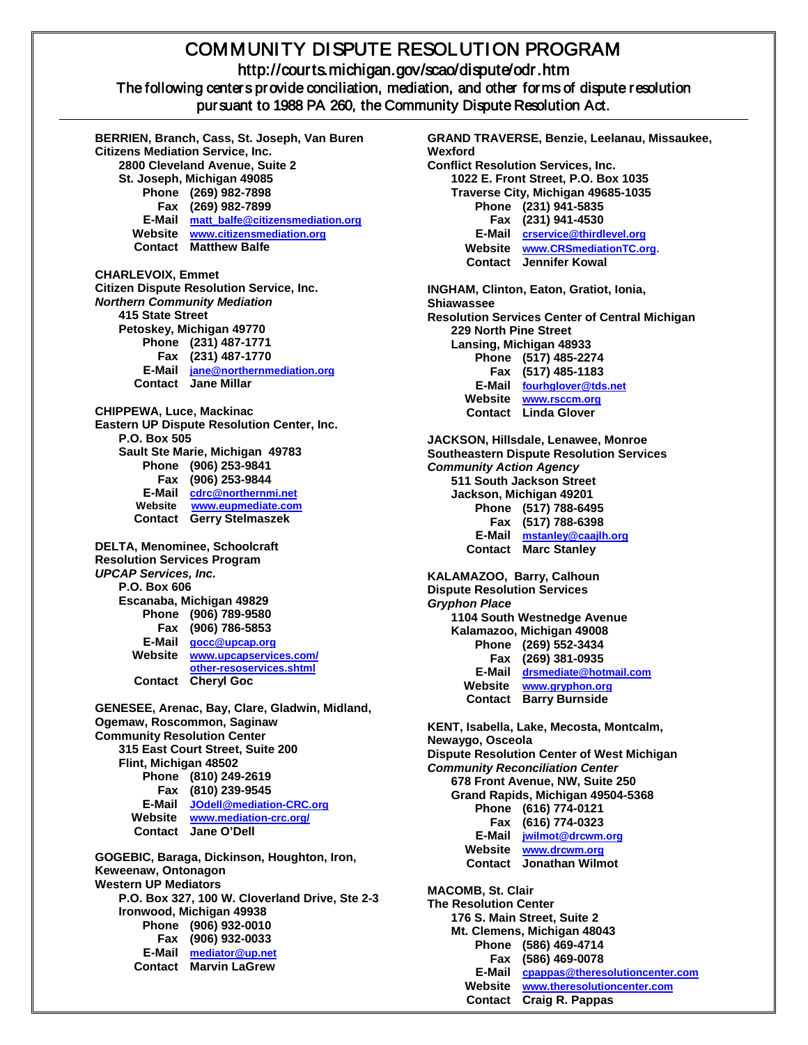# COMMUNITY DISPUTE RESOLUTION PROGRAM

http://courts.michigan.gov/scao/dispute/odr.htm

The following centers provide conciliation, mediation, and other forms of dispute resolution pursuant to 1988 PA 260, the Community Dispute Resolution Act.

---

**BERRIEN, Branch, Cass, St. Joseph, Van Buren**
**Citizens Mediation Service, Inc.**
2800 Cleveland Avenue, Suite 2
St. Joseph, Michigan 49085
Phone (269) 982-7898
Fax (269) 982-7899
E-Mail matt_balfe@citizensmediation.org
Website www.citizensmediation.org
Contact Matthew Balfe

**CHARLEVOIX, Emmet**
**Citizen Dispute Resolution Service, Inc.**
***Northern Community Mediation***
415 State Street
Petoskey, Michigan 49770
Phone (231) 487-1771
Fax (231) 487-1770
E-Mail jane@northernmediation.org
Contact Jane Millar

**CHIPPEWA, Luce, Mackinac**
**Eastern UP Dispute Resolution Center, Inc.**
P.O. Box 505
Sault Ste Marie, Michigan 49783
Phone (906) 253-9841
Fax (906) 253-9844
E-Mail cdrc@northernmi.net
Website www.eupmediate.com
Contact Gerry Stelmaszek

**DELTA, Menominee, Schoolcraft**
**Resolution Services Program**
***UPCAP Services, Inc.***
P.O. Box 606
Escanaba, Michigan 49829
Phone (906) 789-9580
Fax (906) 786-5853
E-Mail gocc@upcap.org
Website www.upcapservices.com/other-resoservices.shtml
Contact Cheryl Goc

**GENESEE, Arenac, Bay, Clare, Gladwin, Midland, Ogemaw, Roscommon, Saginaw**
**Community Resolution Center**
315 East Court Street, Suite 200
Flint, Michigan 48502
Phone (810) 249-2619
Fax (810) 239-9545
E-Mail JOdell@mediation-CRC.org
Website www.mediation-crc.org/
Contact Jane O'Dell

**GOGEBIC, Baraga, Dickinson, Houghton, Iron, Keweenaw, Ontonagon**
**Western UP Mediators**
P.O. Box 327, 100 W. Cloverland Drive, Ste 2-3
Ironwood, Michigan 49938
Phone (906) 932-0010
Fax (906) 932-0033
E-Mail mediator@up.net
Contact Marvin LaGrew

**GRAND TRAVERSE, Benzie, Leelanau, Missaukee, Wexford**
**Conflict Resolution Services, Inc.**
1022 E. Front Street, P.O. Box 1035
Traverse City, Michigan 49685-1035
Phone (231) 941-5835
Fax (231) 941-4530
E-Mail crservice@thirdlevel.org
Website www.CRSmediationTC.org.
Contact Jennifer Kowal

**INGHAM, Clinton, Eaton, Gratiot, Ionia, Shiawassee**
**Resolution Services Center of Central Michigan**
229 North Pine Street
Lansing, Michigan 48933
Phone (517) 485-2274
Fax (517) 485-1183
E-Mail fourhglover@tds.net
Website www.rsccm.org
Contact Linda Glover

**JACKSON, Hillsdale, Lenawee, Monroe**
**Southeastern Dispute Resolution Services**
***Community Action Agency***
511 South Jackson Street
Jackson, Michigan 49201
Phone (517) 788-6495
Fax (517) 788-6398
E-Mail mstanley@caajlh.org
Contact Marc Stanley

**KALAMAZOO, Barry, Calhoun**
**Dispute Resolution Services**
***Gryphon Place***
1104 South Westnedge Avenue
Kalamazoo, Michigan 49008
Phone (269) 552-3434
Fax (269) 381-0935
E-Mail drsmediate@hotmail.com
Website www.gryphon.org
Contact Barry Burnside

**KENT, Isabella, Lake, Mecosta, Montcalm, Newaygo, Osceola**
**Dispute Resolution Center of West Michigan**
***Community Reconciliation Center***
678 Front Avenue, NW, Suite 250
Grand Rapids, Michigan 49504-5368
Phone (616) 774-0121
Fax (616) 774-0323
E-Mail jwilmot@drcwm.org
Website www.drcwm.org
Contact Jonathan Wilmot

**MACOMB, St. Clair**
**The Resolution Center**
176 S. Main Street, Suite 2
Mt. Clemens, Michigan 48043
Phone (586) 469-4714
Fax (586) 469-0078
E-Mail cpappas@theresolutioncenter.com
Website www.theresolutioncenter.com
Contact Craig R. Pappas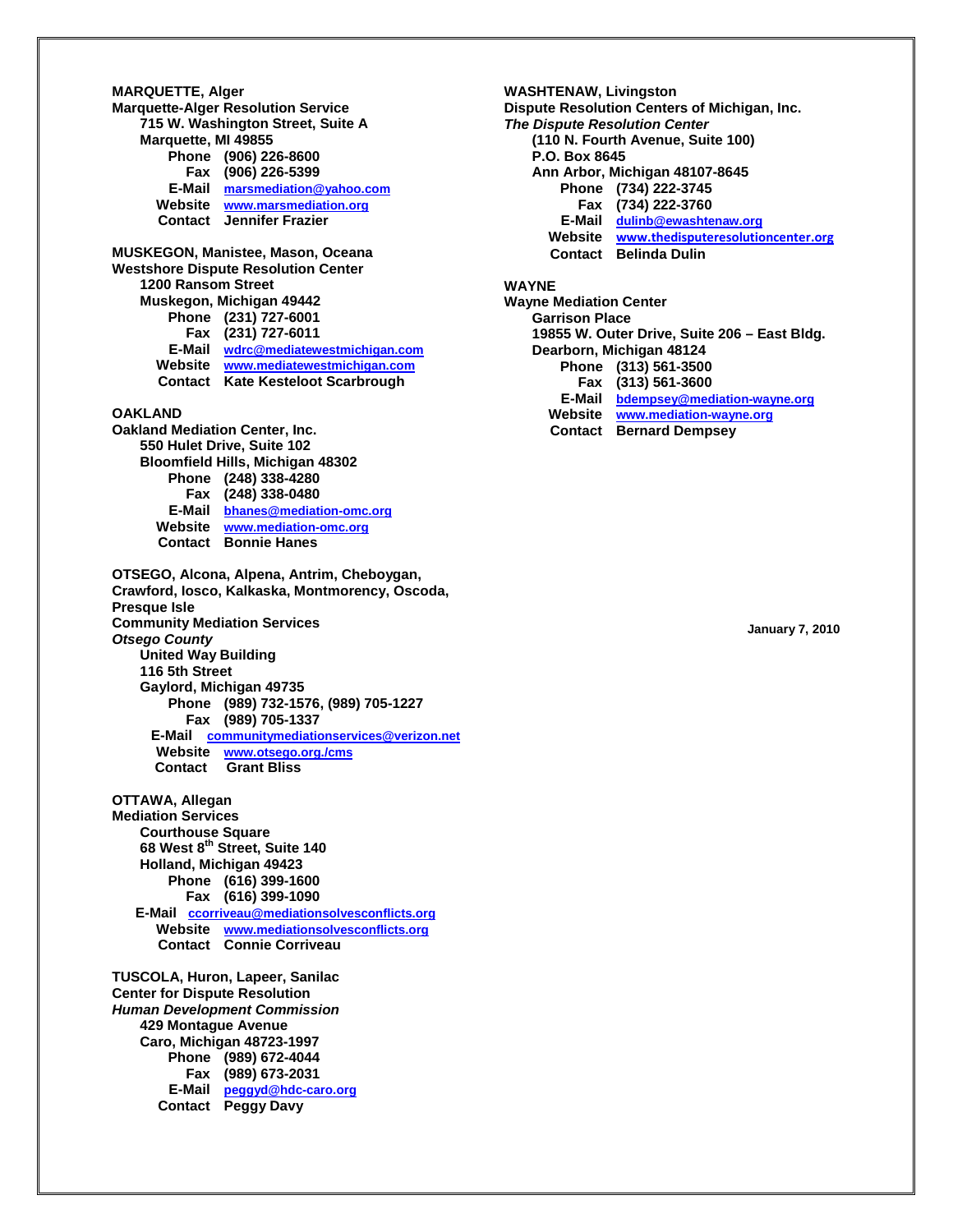**MARQUETTE, Alger**
**Marquette-Alger Resolution Service**
715 W. Washington Street, Suite A
Marquette, MI 49855
Phone (906) 226-8600
Fax (906) 226-5399
E-Mail marsmediation@yahoo.com
Website www.marsmediation.org
Contact Jennifer Frazier

**MUSKEGON, Manistee, Mason, Oceana**
**Westshore Dispute Resolution Center**
1200 Ransom Street
Muskegon, Michigan 49442
Phone (231) 727-6001
Fax (231) 727-6011
E-Mail wdrc@mediatewestmichigan.com
Website www.mediatewestmichigan.com
Contact Kate Kesteloot Scarbrough

**OAKLAND**
**Oakland Mediation Center, Inc.**
550 Hulet Drive, Suite 102
Bloomfield Hills, Michigan 48302
Phone (248) 338-4280
Fax (248) 338-0480
E-Mail bhanes@mediation-omc.org
Website www.mediation-omc.org
Contact Bonnie Hanes

**OTSEGO, Alcona, Alpena, Antrim, Cheboygan, Crawford, Iosco, Kalkaska, Montmorency, Oscoda, Presque Isle**
**Community Mediation Services**
***Otsego County***
United Way Building
116 5th Street
Gaylord, Michigan 49735
Phone (989) 732-1576, (989) 705-1227
Fax (989) 705-1337
E-Mail communitymediationservices@verizon.net
Website www.otsego.org./cms
Contact Grant Bliss

**OTTAWA, Allegan**
**Mediation Services**
Courthouse Square
68 West 8th Street, Suite 140
Holland, Michigan 49423
Phone (616) 399-1600
Fax (616) 399-1090
E-Mail ccorriveau@mediationsolvesconflicts.org
Website www.mediationsolvesconflicts.org
Contact Connie Corriveau

**TUSCOLA, Huron, Lapeer, Sanilac**
**Center for Dispute Resolution**
***Human Development Commission***
429 Montague Avenue
Caro, Michigan 48723-1997
Phone (989) 672-4044
Fax (989) 673-2031
E-Mail peggyd@hdc-caro.org
Contact Peggy Davy

**WASHTENAW, Livingston**
**Dispute Resolution Centers of Michigan, Inc.**
***The Dispute Resolution Center***
(110 N. Fourth Avenue, Suite 100)
P.O. Box 8645
Ann Arbor, Michigan 48107-8645
Phone (734) 222-3745
Fax (734) 222-3760
E-Mail dulinb@ewashtenaw.org
Website www.thedisputeresolutioncenter.org
Contact Belinda Dulin

**WAYNE**
**Wayne Mediation Center**
Garrison Place
19855 W. Outer Drive, Suite 206 – East Bldg.
Dearborn, Michigan 48124
Phone (313) 561-3500
Fax (313) 561-3600
E-Mail bdempsey@mediation-wayne.org
Website www.mediation-wayne.org
Contact Bernard Dempsey

January 7, 2010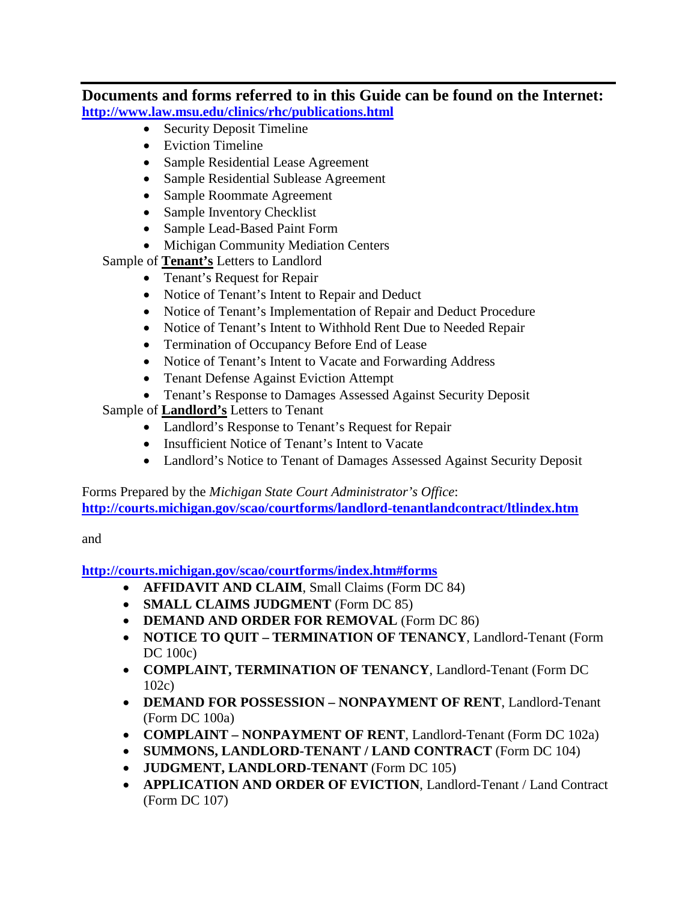## Documents and forms referred to in this Guide can be found on the Internet:

**http://www.law.msu.edu/clinics/rhc/publications.html**

- Security Deposit Timeline
- Eviction Timeline
- Sample Residential Lease Agreement
- Sample Residential Sublease Agreement
- Sample Roommate Agreement
- Sample Inventory Checklist
- Sample Lead-Based Paint Form
- Michigan Community Mediation Centers

Sample of **Tenant's** Letters to Landlord

- Tenant's Request for Repair
- Notice of Tenant's Intent to Repair and Deduct
- Notice of Tenant's Implementation of Repair and Deduct Procedure
- Notice of Tenant's Intent to Withhold Rent Due to Needed Repair
- Termination of Occupancy Before End of Lease
- Notice of Tenant's Intent to Vacate and Forwarding Address
- Tenant Defense Against Eviction Attempt
- Tenant's Response to Damages Assessed Against Security Deposit

Sample of **Landlord's** Letters to Tenant

- Landlord's Response to Tenant's Request for Repair
- Insufficient Notice of Tenant's Intent to Vacate
- Landlord's Notice to Tenant of Damages Assessed Against Security Deposit

Forms Prepared by the *Michigan State Court Administrator's Office*:
**http://courts.michigan.gov/scao/courtforms/landlord-tenantlandcontract/ltlindex.htm**

and

**http://courts.michigan.gov/scao/courtforms/index.htm#forms**

- **AFFIDAVIT AND CLAIM**, Small Claims (Form DC 84)
- **SMALL CLAIMS JUDGMENT** (Form DC 85)
- **DEMAND AND ORDER FOR REMOVAL** (Form DC 86)
- **NOTICE TO QUIT – TERMINATION OF TENANCY**, Landlord-Tenant (Form DC 100c)
- **COMPLAINT, TERMINATION OF TENANCY**, Landlord-Tenant (Form DC 102c)
- **DEMAND FOR POSSESSION – NONPAYMENT OF RENT**, Landlord-Tenant (Form DC 100a)
- **COMPLAINT – NONPAYMENT OF RENT**, Landlord-Tenant (Form DC 102a)
- **SUMMONS, LANDLORD-TENANT / LAND CONTRACT** (Form DC 104)
- **JUDGMENT, LANDLORD-TENANT** (Form DC 105)
- **APPLICATION AND ORDER OF EVICTION**, Landlord-Tenant / Land Contract (Form DC 107)